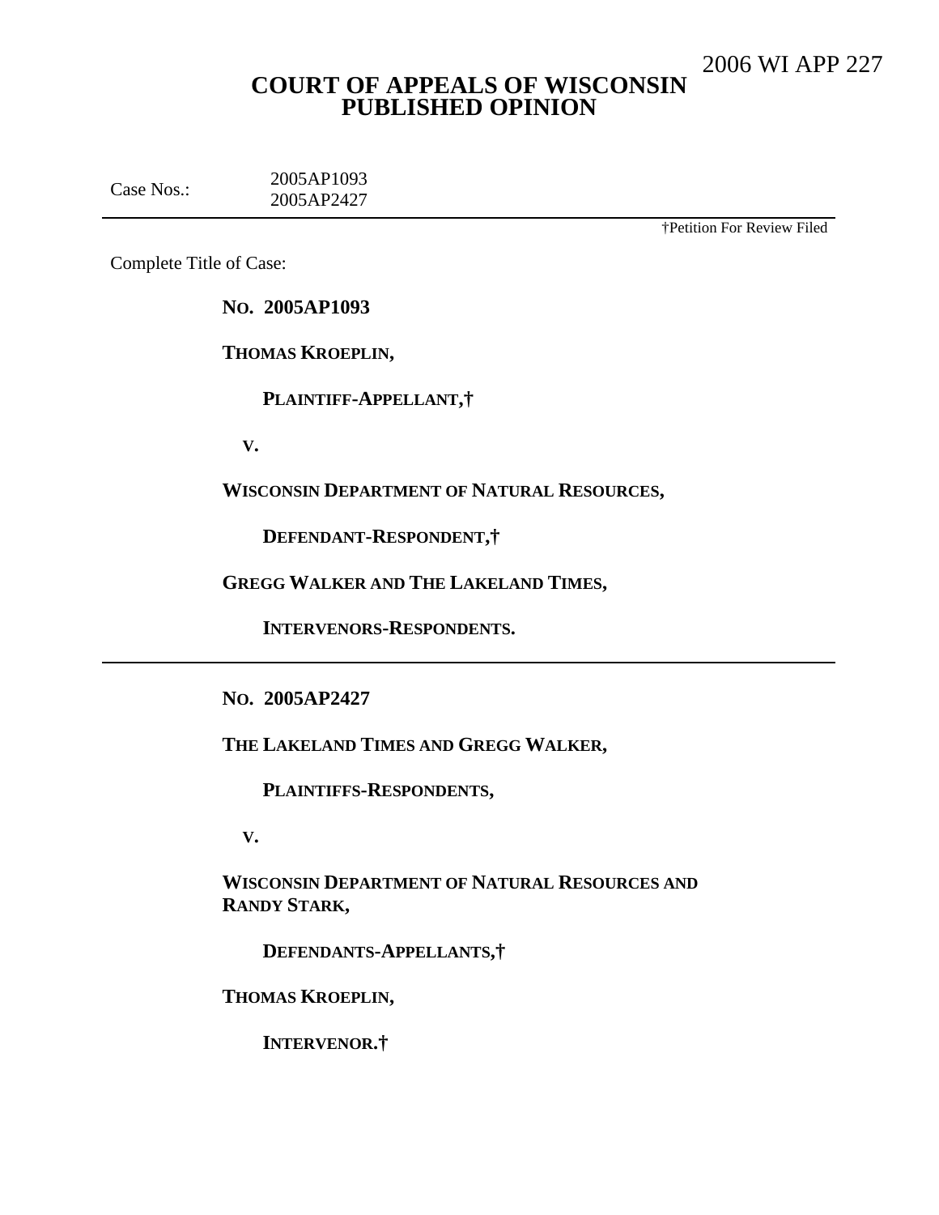2006 WI APP 227

# COURT OF APPEALS OF WISCONSIN PUBLISHED OPINION

Case Nos.: 2005AP1093 2005AP2427

†Petition For Review Filed

Complete Title of Case:

**NO. 2005AP1093**

**THOMAS KROEPLIN,**

**PLAINTIFF-APPELLANT,†**

**V.**

**WISCONSIN DEPARTMENT OF NATURAL RESOURCES,**

**DEFENDANT-RESPONDENT,†**

**GREGG WALKER AND THE LAKELAND TIMES,**

**INTERVENORS-RESPONDENTS.**

---

**NO. 2005AP2427**

**THE LAKELAND TIMES AND GREGG WALKER,**

**PLAINTIFFS-RESPONDENTS,**

**V.**

**WISCONSIN DEPARTMENT OF NATURAL RESOURCES AND RANDY STARK,**

**DEFENDANTS-APPELLANTS,†**

**THOMAS KROEPLIN,**

**INTERVENOR.†**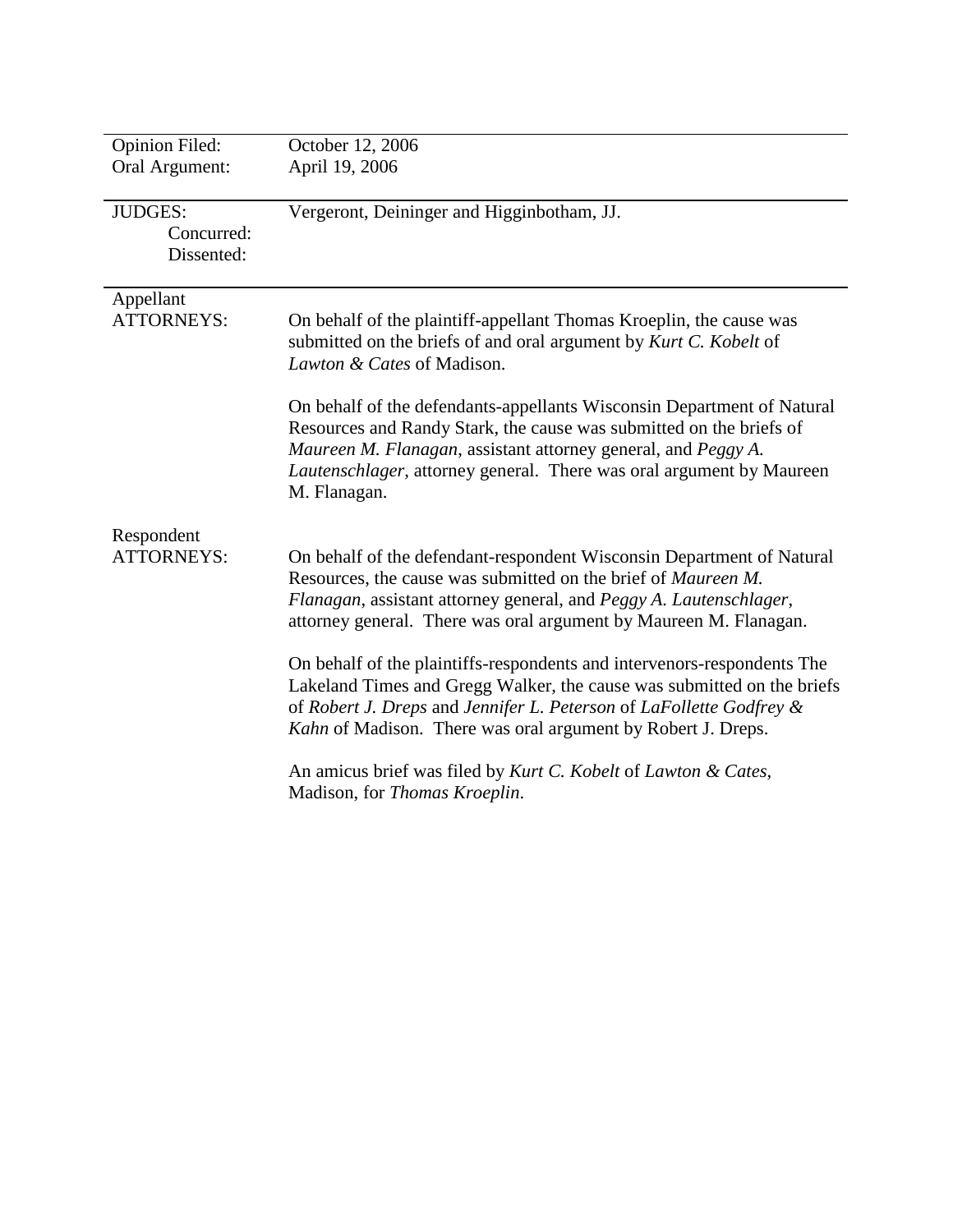| | |
|---|---|
| Opinion Filed: | October 12, 2006 |
| Oral Argument: | April 19, 2006 |
| JUDGES: | Vergeront, Deininger and Higginbotham, JJ. |
| Concurred: | |
| Dissented: | |

Appellant
ATTORNEYS:

On behalf of the plaintiff-appellant Thomas Kroeplin, the cause was submitted on the briefs of and oral argument by *Kurt C. Kobelt* of *Lawton & Cates* of Madison.

On behalf of the defendants-appellants Wisconsin Department of Natural Resources and Randy Stark, the cause was submitted on the briefs of *Maureen M. Flanagan*, assistant attorney general, and *Peggy A. Lautenschlager*, attorney general. There was oral argument by Maureen M. Flanagan.

Respondent
ATTORNEYS:

On behalf of the defendant-respondent Wisconsin Department of Natural Resources, the cause was submitted on the brief of *Maureen M. Flanagan*, assistant attorney general, and *Peggy A. Lautenschlager*, attorney general. There was oral argument by Maureen M. Flanagan.

On behalf of the plaintiffs-respondents and intervenors-respondents The Lakeland Times and Gregg Walker, the cause was submitted on the briefs of *Robert J. Dreps* and *Jennifer L. Peterson* of *LaFollette Godfrey & Kahn* of Madison. There was oral argument by Robert J. Dreps.

An amicus brief was filed by *Kurt C. Kobelt* of *Lawton & Cates*, Madison, for *Thomas Kroeplin*.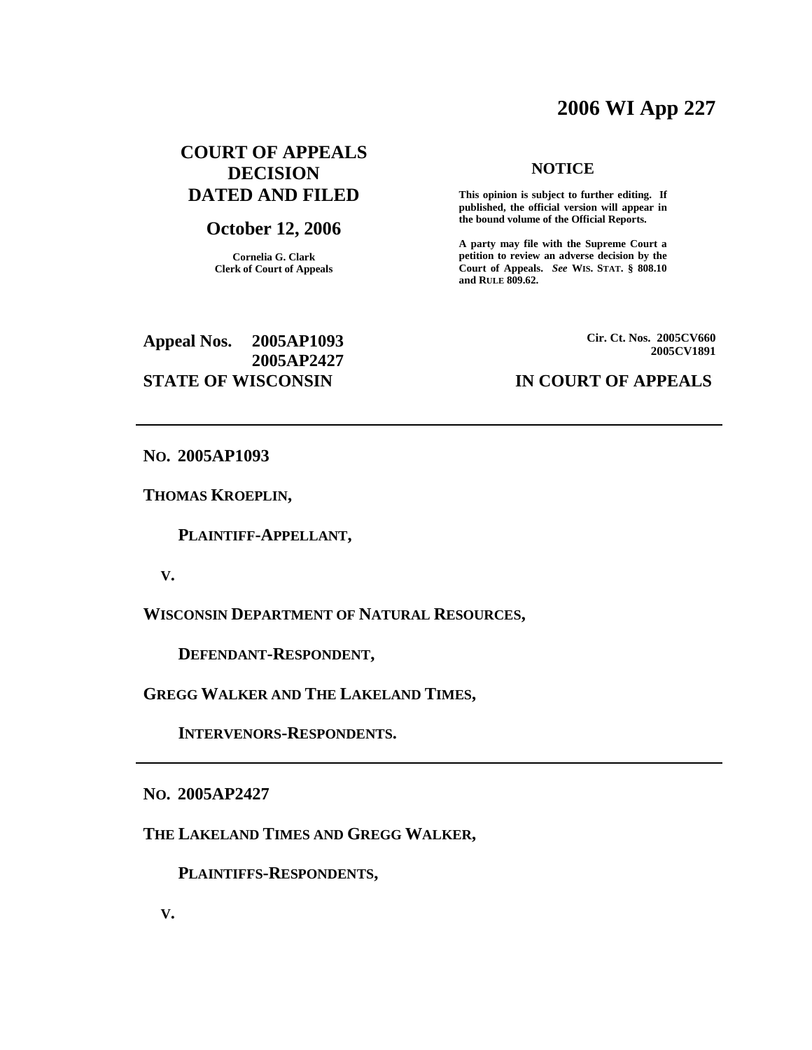# 2006 WI App 227

**COURT OF APPEALS DECISION DATED AND FILED**

**October 12, 2006**

**Cornelia G. Clark**
**Clerk of Court of Appeals**

**NOTICE**

**This opinion is subject to further editing. If published, the official version will appear in the bound volume of the Official Reports.**

**A party may file with the Supreme Court a petition to review an adverse decision by the Court of Appeals.** ***See*** **WIS. STAT. § 808.10 and RULE 809.62.**

**Appeal Nos. 2005AP1093**
**2005AP2427**

**Cir. Ct. Nos. 2005CV660**
**2005CV1891**

**STATE OF WISCONSIN IN COURT OF APPEALS**

---

**NO. 2005AP1093**

**THOMAS KROEPLIN,**

**PLAINTIFF-APPELLANT,**

**V.**

**WISCONSIN DEPARTMENT OF NATURAL RESOURCES,**

**DEFENDANT-RESPONDENT,**

**GREGG WALKER AND THE LAKELAND TIMES,**

**INTERVENORS-RESPONDENTS.**

---

**NO. 2005AP2427**

**THE LAKELAND TIMES AND GREGG WALKER,**

**PLAINTIFFS-RESPONDENTS,**

**V.**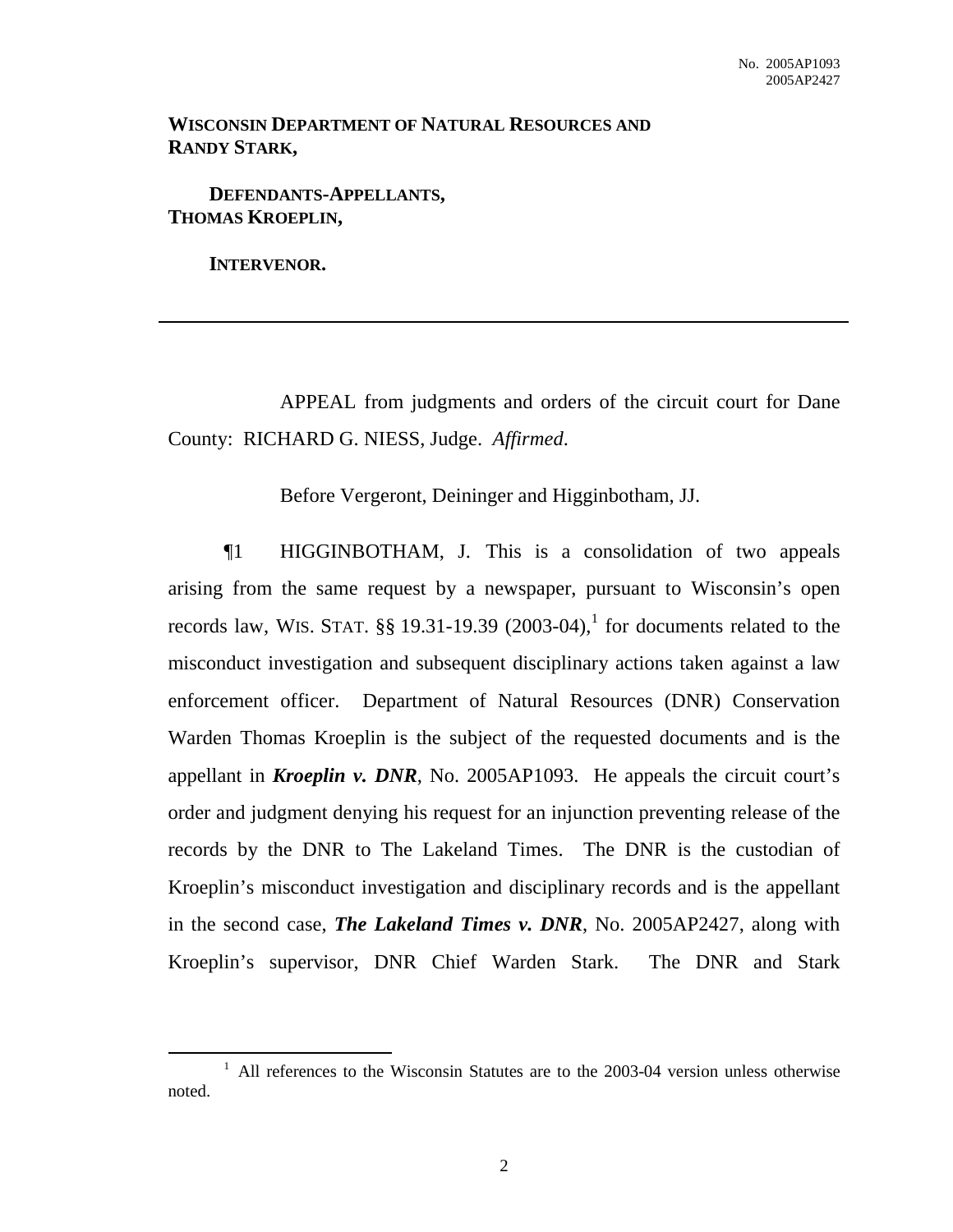**WISCONSIN DEPARTMENT OF NATURAL RESOURCES AND RANDY STARK,**

**DEFENDANTS-APPELLANTS,**

**THOMAS KROEPLIN,**

**INTERVENOR.**

---

APPEAL from judgments and orders of the circuit court for Dane County: RICHARD G. NIESS, Judge. *Affirmed*.

Before Vergeront, Deininger and Higginbotham, JJ.

¶1 HIGGINBOTHAM, J. This is a consolidation of two appeals arising from the same request by a newspaper, pursuant to Wisconsin's open records law, WIS. STAT. §§ 19.31-19.39 (2003-04),[1] for documents related to the misconduct investigation and subsequent disciplinary actions taken against a law enforcement officer. Department of Natural Resources (DNR) Conservation Warden Thomas Kroeplin is the subject of the requested documents and is the appellant in ***Kroeplin v. DNR***, No. 2005AP1093. He appeals the circuit court's order and judgment denying his request for an injunction preventing release of the records by the DNR to The Lakeland Times. The DNR is the custodian of Kroeplin's misconduct investigation and disciplinary records and is the appellant in the second case, ***The Lakeland Times v. DNR***, No. 2005AP2427, along with Kroeplin's supervisor, DNR Chief Warden Stark. The DNR and Stark

[1] All references to the Wisconsin Statutes are to the 2003-04 version unless otherwise noted.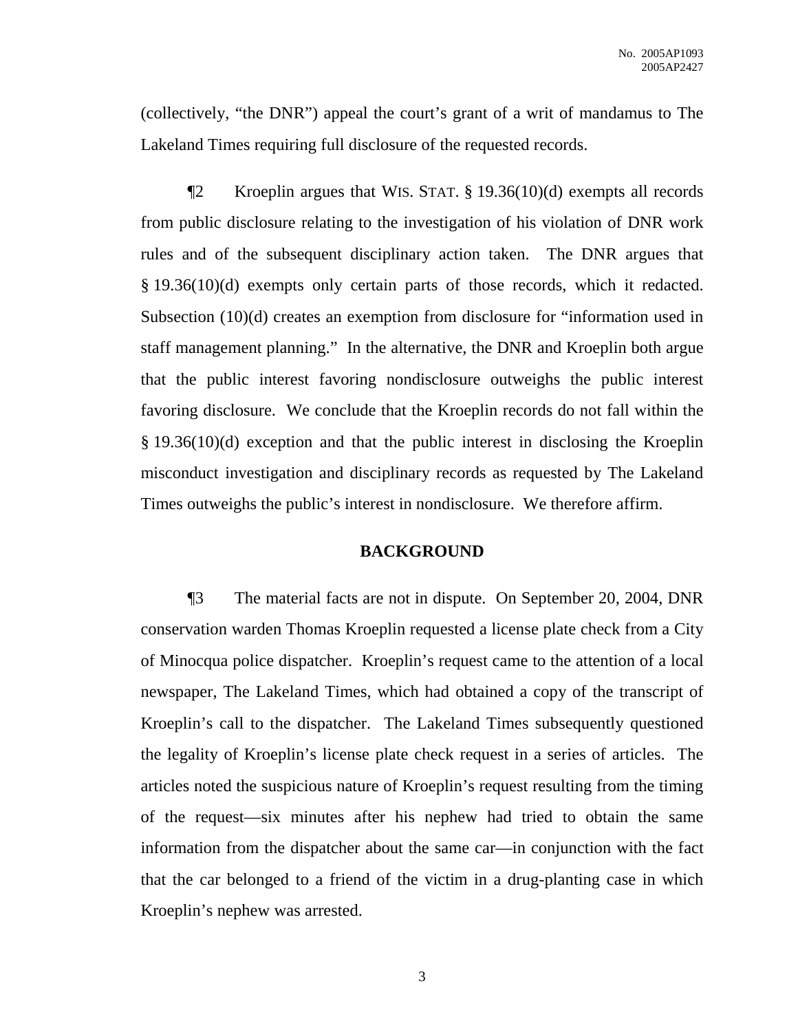(collectively, "the DNR") appeal the court's grant of a writ of mandamus to The Lakeland Times requiring full disclosure of the requested records.

¶2 Kroeplin argues that WIS. STAT. § 19.36(10)(d) exempts all records from public disclosure relating to the investigation of his violation of DNR work rules and of the subsequent disciplinary action taken. The DNR argues that § 19.36(10)(d) exempts only certain parts of those records, which it redacted. Subsection (10)(d) creates an exemption from disclosure for "information used in staff management planning." In the alternative, the DNR and Kroeplin both argue that the public interest favoring nondisclosure outweighs the public interest favoring disclosure. We conclude that the Kroeplin records do not fall within the § 19.36(10)(d) exception and that the public interest in disclosing the Kroeplin misconduct investigation and disciplinary records as requested by The Lakeland Times outweighs the public's interest in nondisclosure. We therefore affirm.

## BACKGROUND

¶3 The material facts are not in dispute. On September 20, 2004, DNR conservation warden Thomas Kroeplin requested a license plate check from a City of Minocqua police dispatcher. Kroeplin's request came to the attention of a local newspaper, The Lakeland Times, which had obtained a copy of the transcript of Kroeplin's call to the dispatcher. The Lakeland Times subsequently questioned the legality of Kroeplin's license plate check request in a series of articles. The articles noted the suspicious nature of Kroeplin's request resulting from the timing of the request—six minutes after his nephew had tried to obtain the same information from the dispatcher about the same car—in conjunction with the fact that the car belonged to a friend of the victim in a drug-planting case in which Kroeplin's nephew was arrested.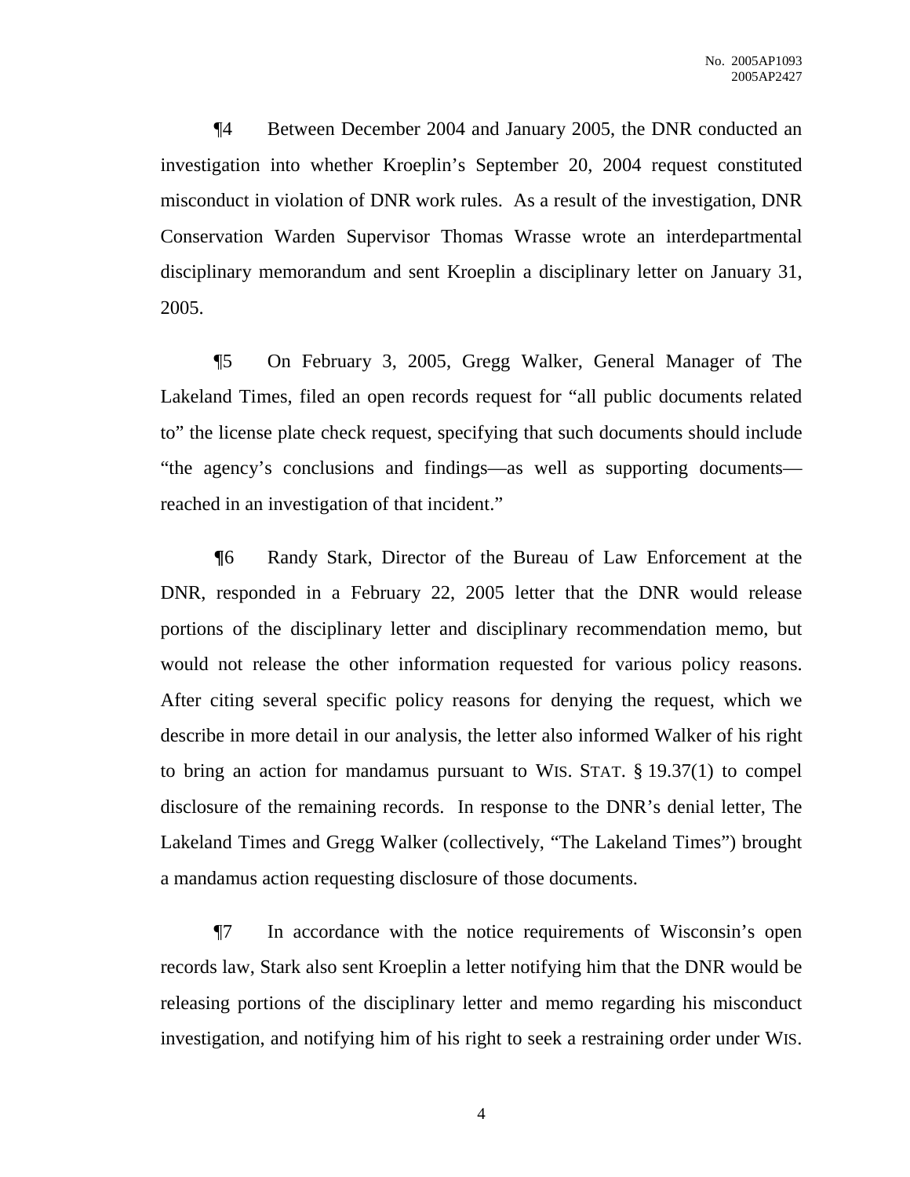¶4 Between December 2004 and January 2005, the DNR conducted an investigation into whether Kroeplin's September 20, 2004 request constituted misconduct in violation of DNR work rules. As a result of the investigation, DNR Conservation Warden Supervisor Thomas Wrasse wrote an interdepartmental disciplinary memorandum and sent Kroeplin a disciplinary letter on January 31, 2005.

¶5 On February 3, 2005, Gregg Walker, General Manager of The Lakeland Times, filed an open records request for "all public documents related to" the license plate check request, specifying that such documents should include "the agency's conclusions and findings—as well as supporting documents—reached in an investigation of that incident."

¶6 Randy Stark, Director of the Bureau of Law Enforcement at the DNR, responded in a February 22, 2005 letter that the DNR would release portions of the disciplinary letter and disciplinary recommendation memo, but would not release the other information requested for various policy reasons. After citing several specific policy reasons for denying the request, which we describe in more detail in our analysis, the letter also informed Walker of his right to bring an action for mandamus pursuant to WIS. STAT. § 19.37(1) to compel disclosure of the remaining records. In response to the DNR's denial letter, The Lakeland Times and Gregg Walker (collectively, "The Lakeland Times") brought a mandamus action requesting disclosure of those documents.

¶7 In accordance with the notice requirements of Wisconsin's open records law, Stark also sent Kroeplin a letter notifying him that the DNR would be releasing portions of the disciplinary letter and memo regarding his misconduct investigation, and notifying him of his right to seek a restraining order under WIS.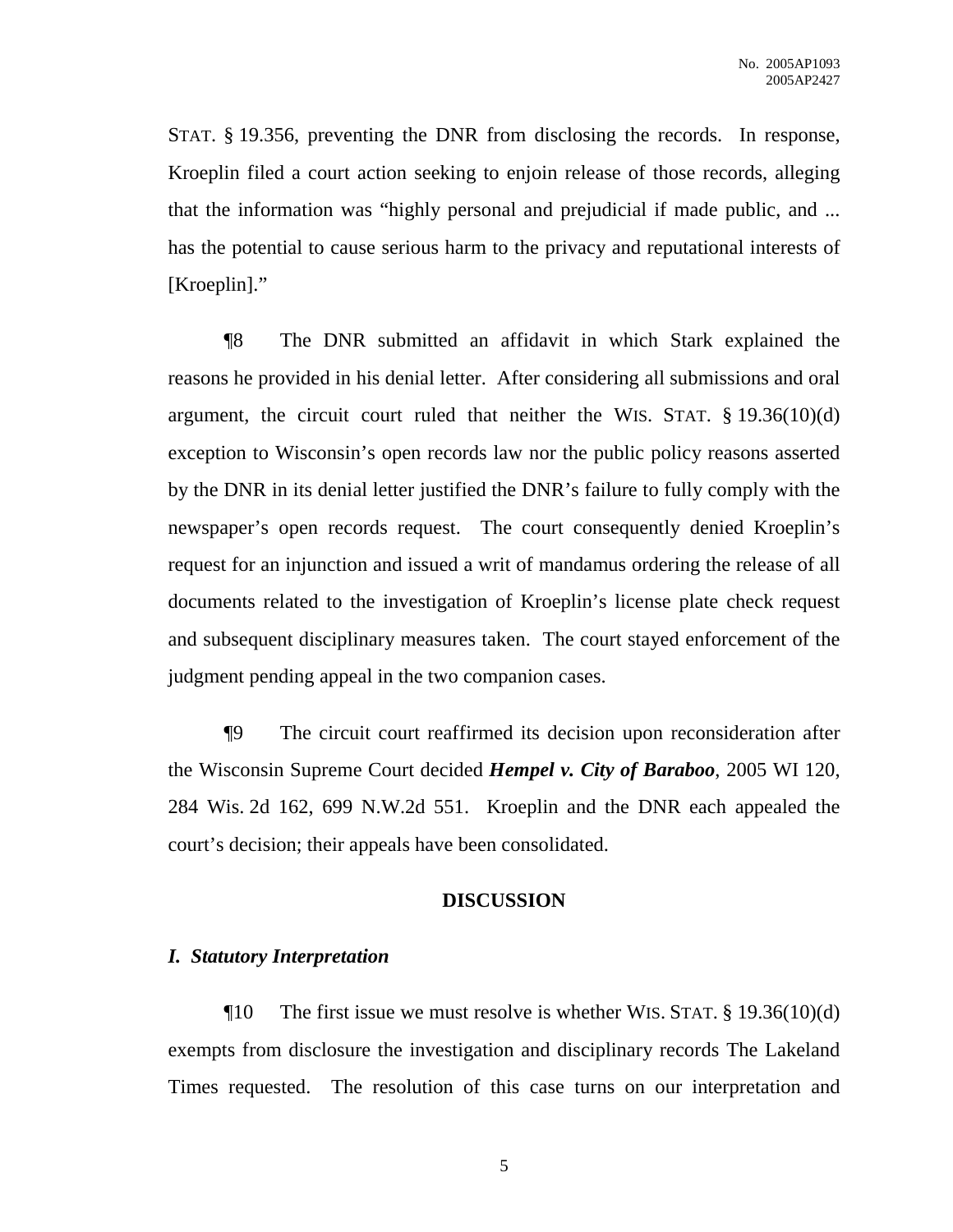STAT. § 19.356, preventing the DNR from disclosing the records. In response, Kroeplin filed a court action seeking to enjoin release of those records, alleging that the information was "highly personal and prejudicial if made public, and ... has the potential to cause serious harm to the privacy and reputational interests of [Kroeplin]."

¶8 The DNR submitted an affidavit in which Stark explained the reasons he provided in his denial letter. After considering all submissions and oral argument, the circuit court ruled that neither the WIS. STAT. § 19.36(10)(d) exception to Wisconsin's open records law nor the public policy reasons asserted by the DNR in its denial letter justified the DNR's failure to fully comply with the newspaper's open records request. The court consequently denied Kroeplin's request for an injunction and issued a writ of mandamus ordering the release of all documents related to the investigation of Kroeplin's license plate check request and subsequent disciplinary measures taken. The court stayed enforcement of the judgment pending appeal in the two companion cases.

¶9 The circuit court reaffirmed its decision upon reconsideration after the Wisconsin Supreme Court decided ***Hempel v. City of Baraboo***, 2005 WI 120, 284 Wis. 2d 162, 699 N.W.2d 551. Kroeplin and the DNR each appealed the court's decision; their appeals have been consolidated.

## DISCUSSION

### *I. Statutory Interpretation*

¶10 The first issue we must resolve is whether WIS. STAT. § 19.36(10)(d) exempts from disclosure the investigation and disciplinary records The Lakeland Times requested. The resolution of this case turns on our interpretation and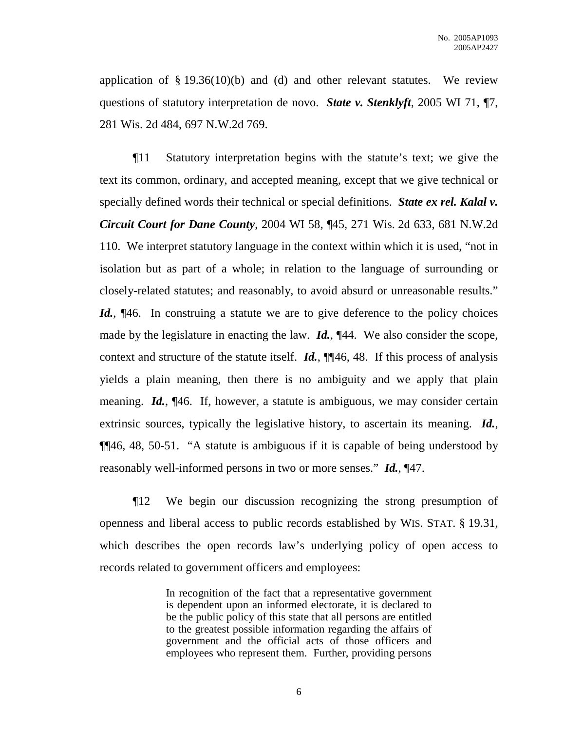application of § 19.36(10)(b) and (d) and other relevant statutes. We review questions of statutory interpretation de novo. ***State v. Stenklyft***, 2005 WI 71, ¶7, 281 Wis. 2d 484, 697 N.W.2d 769.

¶11 Statutory interpretation begins with the statute's text; we give the text its common, ordinary, and accepted meaning, except that we give technical or specially defined words their technical or special definitions. ***State ex rel. Kalal v. Circuit Court for Dane County***, 2004 WI 58, ¶45, 271 Wis. 2d 633, 681 N.W.2d 110. We interpret statutory language in the context within which it is used, "not in isolation but as part of a whole; in relation to the language of surrounding or closely-related statutes; and reasonably, to avoid absurd or unreasonable results." ***Id.***, ¶46. In construing a statute we are to give deference to the policy choices made by the legislature in enacting the law. ***Id.***, ¶44. We also consider the scope, context and structure of the statute itself. ***Id.***, ¶¶46, 48. If this process of analysis yields a plain meaning, then there is no ambiguity and we apply that plain meaning. ***Id.***, ¶46. If, however, a statute is ambiguous, we may consider certain extrinsic sources, typically the legislative history, to ascertain its meaning. ***Id.***, ¶¶46, 48, 50-51. "A statute is ambiguous if it is capable of being understood by reasonably well-informed persons in two or more senses." ***Id.***, ¶47.

¶12 We begin our discussion recognizing the strong presumption of openness and liberal access to public records established by WIS. STAT. § 19.31, which describes the open records law's underlying policy of open access to records related to government officers and employees:

> In recognition of the fact that a representative government is dependent upon an informed electorate, it is declared to be the public policy of this state that all persons are entitled to the greatest possible information regarding the affairs of government and the official acts of those officers and employees who represent them. Further, providing persons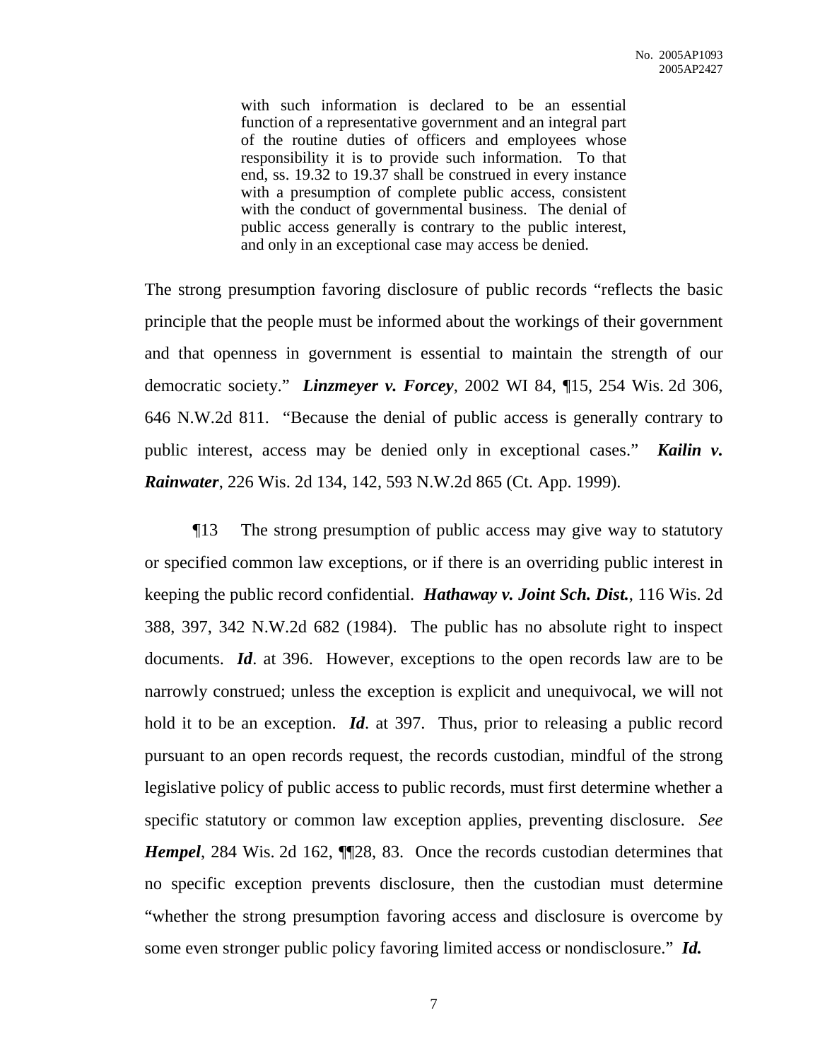> with such information is declared to be an essential function of a representative government and an integral part of the routine duties of officers and employees whose responsibility it is to provide such information. To that end, ss. 19.32 to 19.37 shall be construed in every instance with a presumption of complete public access, consistent with the conduct of governmental business. The denial of public access generally is contrary to the public interest, and only in an exceptional case may access be denied.

The strong presumption favoring disclosure of public records "reflects the basic principle that the people must be informed about the workings of their government and that openness in government is essential to maintain the strength of our democratic society." ***Linzmeyer v. Forcey***, 2002 WI 84, ¶15, 254 Wis. 2d 306, 646 N.W.2d 811. "Because the denial of public access is generally contrary to public interest, access may be denied only in exceptional cases." ***Kailin v. Rainwater***, 226 Wis. 2d 134, 142, 593 N.W.2d 865 (Ct. App. 1999).

¶13 The strong presumption of public access may give way to statutory or specified common law exceptions, or if there is an overriding public interest in keeping the public record confidential. ***Hathaway v. Joint Sch. Dist.***, 116 Wis. 2d 388, 397, 342 N.W.2d 682 (1984). The public has no absolute right to inspect documents. ***Id***. at 396. However, exceptions to the open records law are to be narrowly construed; unless the exception is explicit and unequivocal, we will not hold it to be an exception. ***Id***. at 397. Thus, prior to releasing a public record pursuant to an open records request, the records custodian, mindful of the strong legislative policy of public access to public records, must first determine whether a specific statutory or common law exception applies, preventing disclosure. *See* ***Hempel***, 284 Wis. 2d 162, ¶¶28, 83. Once the records custodian determines that no specific exception prevents disclosure, then the custodian must determine "whether the strong presumption favoring access and disclosure is overcome by some even stronger public policy favoring limited access or nondisclosure." ***Id.***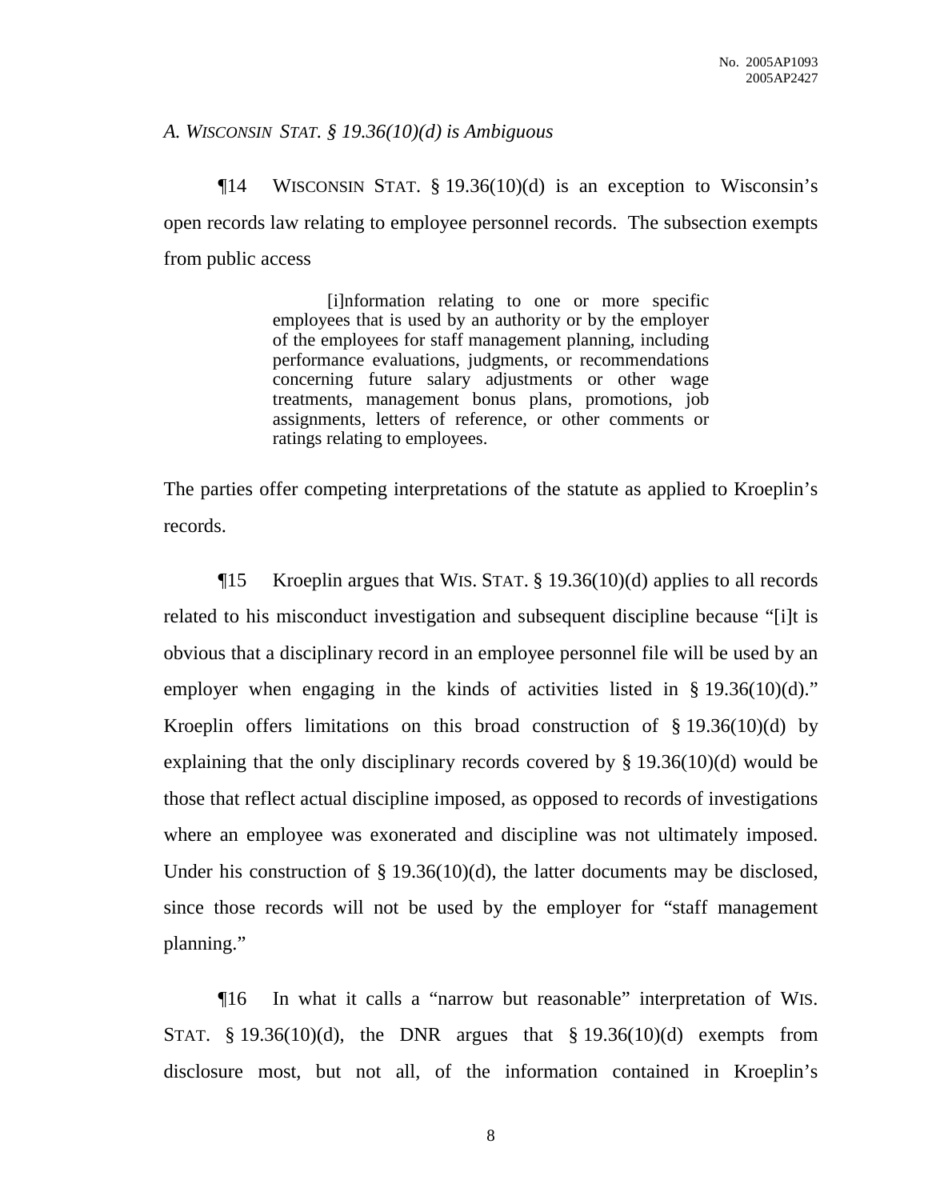*A. WISCONSIN STAT. § 19.36(10)(d) is Ambiguous*

¶14 WISCONSIN STAT. § 19.36(10)(d) is an exception to Wisconsin's open records law relating to employee personnel records. The subsection exempts from public access

> [i]nformation relating to one or more specific employees that is used by an authority or by the employer of the employees for staff management planning, including performance evaluations, judgments, or recommendations concerning future salary adjustments or other wage treatments, management bonus plans, promotions, job assignments, letters of reference, or other comments or ratings relating to employees.

The parties offer competing interpretations of the statute as applied to Kroeplin's records.

¶15 Kroeplin argues that WIS. STAT. § 19.36(10)(d) applies to all records related to his misconduct investigation and subsequent discipline because "[i]t is obvious that a disciplinary record in an employee personnel file will be used by an employer when engaging in the kinds of activities listed in § 19.36(10)(d)." Kroeplin offers limitations on this broad construction of § 19.36(10)(d) by explaining that the only disciplinary records covered by § 19.36(10)(d) would be those that reflect actual discipline imposed, as opposed to records of investigations where an employee was exonerated and discipline was not ultimately imposed. Under his construction of § 19.36(10)(d), the latter documents may be disclosed, since those records will not be used by the employer for "staff management planning."

¶16 In what it calls a "narrow but reasonable" interpretation of WIS. STAT. § 19.36(10)(d), the DNR argues that § 19.36(10)(d) exempts from disclosure most, but not all, of the information contained in Kroeplin's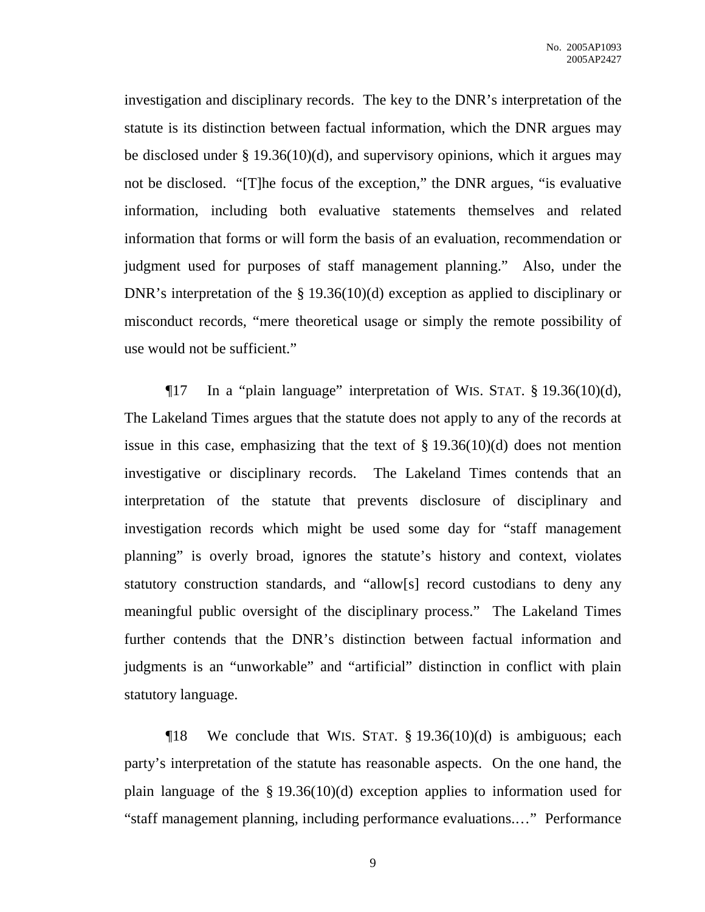investigation and disciplinary records. The key to the DNR's interpretation of the statute is its distinction between factual information, which the DNR argues may be disclosed under § 19.36(10)(d), and supervisory opinions, which it argues may not be disclosed. "[T]he focus of the exception," the DNR argues, "is evaluative information, including both evaluative statements themselves and related information that forms or will form the basis of an evaluation, recommendation or judgment used for purposes of staff management planning." Also, under the DNR's interpretation of the § 19.36(10)(d) exception as applied to disciplinary or misconduct records, "mere theoretical usage or simply the remote possibility of use would not be sufficient."

¶17 In a "plain language" interpretation of WIS. STAT. § 19.36(10)(d), The Lakeland Times argues that the statute does not apply to any of the records at issue in this case, emphasizing that the text of § 19.36(10)(d) does not mention investigative or disciplinary records. The Lakeland Times contends that an interpretation of the statute that prevents disclosure of disciplinary and investigation records which might be used some day for "staff management planning" is overly broad, ignores the statute's history and context, violates statutory construction standards, and "allow[s] record custodians to deny any meaningful public oversight of the disciplinary process." The Lakeland Times further contends that the DNR's distinction between factual information and judgments is an "unworkable" and "artificial" distinction in conflict with plain statutory language.

¶18 We conclude that WIS. STAT. § 19.36(10)(d) is ambiguous; each party's interpretation of the statute has reasonable aspects. On the one hand, the plain language of the § 19.36(10)(d) exception applies to information used for "staff management planning, including performance evaluations.…" Performance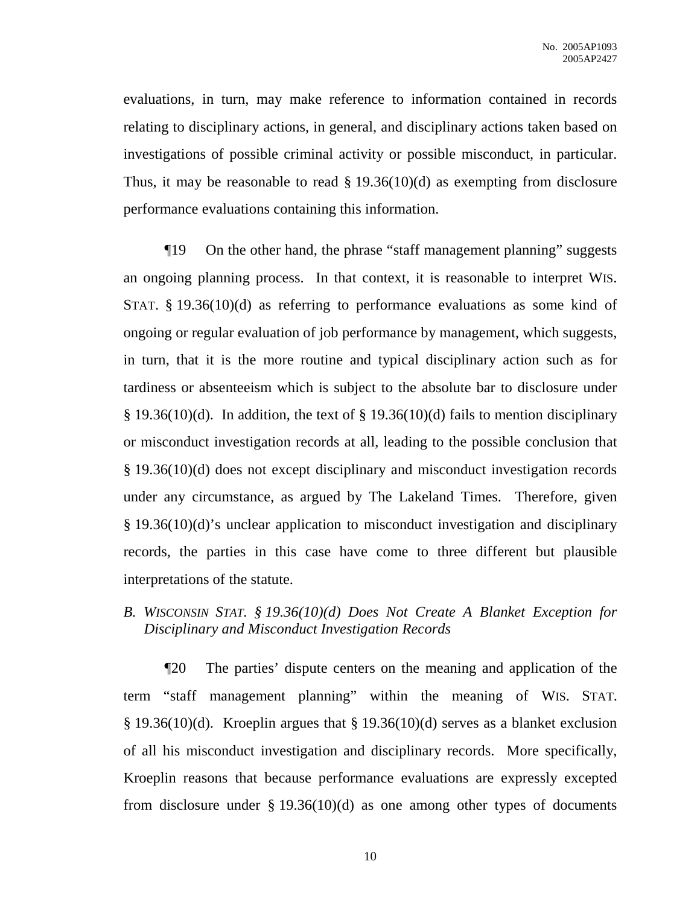evaluations, in turn, may make reference to information contained in records relating to disciplinary actions, in general, and disciplinary actions taken based on investigations of possible criminal activity or possible misconduct, in particular. Thus, it may be reasonable to read § 19.36(10)(d) as exempting from disclosure performance evaluations containing this information.

¶19 On the other hand, the phrase "staff management planning" suggests an ongoing planning process. In that context, it is reasonable to interpret WIS. STAT. § 19.36(10)(d) as referring to performance evaluations as some kind of ongoing or regular evaluation of job performance by management, which suggests, in turn, that it is the more routine and typical disciplinary action such as for tardiness or absenteeism which is subject to the absolute bar to disclosure under § 19.36(10)(d). In addition, the text of § 19.36(10)(d) fails to mention disciplinary or misconduct investigation records at all, leading to the possible conclusion that § 19.36(10)(d) does not except disciplinary and misconduct investigation records under any circumstance, as argued by The Lakeland Times. Therefore, given § 19.36(10)(d)'s unclear application to misconduct investigation and disciplinary records, the parties in this case have come to three different but plausible interpretations of the statute.

*B. WISCONSIN STAT. § 19.36(10)(d) Does Not Create A Blanket Exception for Disciplinary and Misconduct Investigation Records*

¶20 The parties' dispute centers on the meaning and application of the term "staff management planning" within the meaning of WIS. STAT. § 19.36(10)(d). Kroeplin argues that § 19.36(10)(d) serves as a blanket exclusion of all his misconduct investigation and disciplinary records. More specifically, Kroeplin reasons that because performance evaluations are expressly excepted from disclosure under § 19.36(10)(d) as one among other types of documents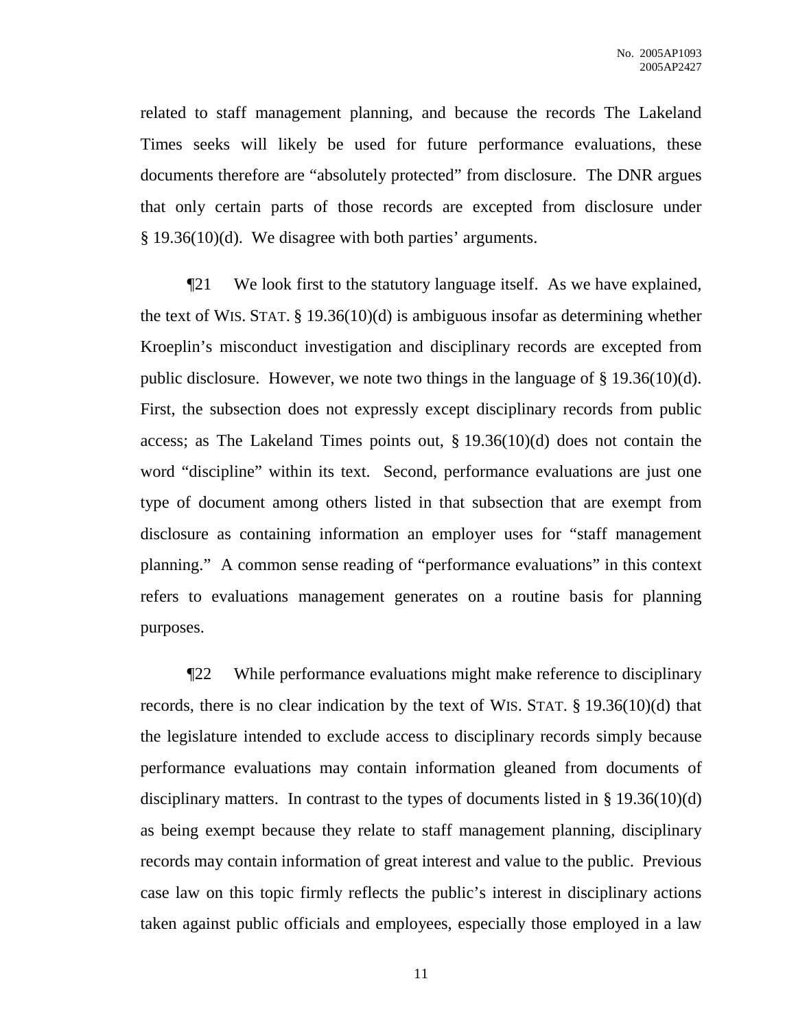related to staff management planning, and because the records The Lakeland Times seeks will likely be used for future performance evaluations, these documents therefore are "absolutely protected" from disclosure. The DNR argues that only certain parts of those records are excepted from disclosure under § 19.36(10)(d). We disagree with both parties' arguments.

¶21 We look first to the statutory language itself. As we have explained, the text of WIS. STAT. § 19.36(10)(d) is ambiguous insofar as determining whether Kroeplin's misconduct investigation and disciplinary records are excepted from public disclosure. However, we note two things in the language of § 19.36(10)(d). First, the subsection does not expressly except disciplinary records from public access; as The Lakeland Times points out, § 19.36(10)(d) does not contain the word "discipline" within its text. Second, performance evaluations are just one type of document among others listed in that subsection that are exempt from disclosure as containing information an employer uses for "staff management planning." A common sense reading of "performance evaluations" in this context refers to evaluations management generates on a routine basis for planning purposes.

¶22 While performance evaluations might make reference to disciplinary records, there is no clear indication by the text of WIS. STAT. § 19.36(10)(d) that the legislature intended to exclude access to disciplinary records simply because performance evaluations may contain information gleaned from documents of disciplinary matters. In contrast to the types of documents listed in § 19.36(10)(d) as being exempt because they relate to staff management planning, disciplinary records may contain information of great interest and value to the public. Previous case law on this topic firmly reflects the public's interest in disciplinary actions taken against public officials and employees, especially those employed in a law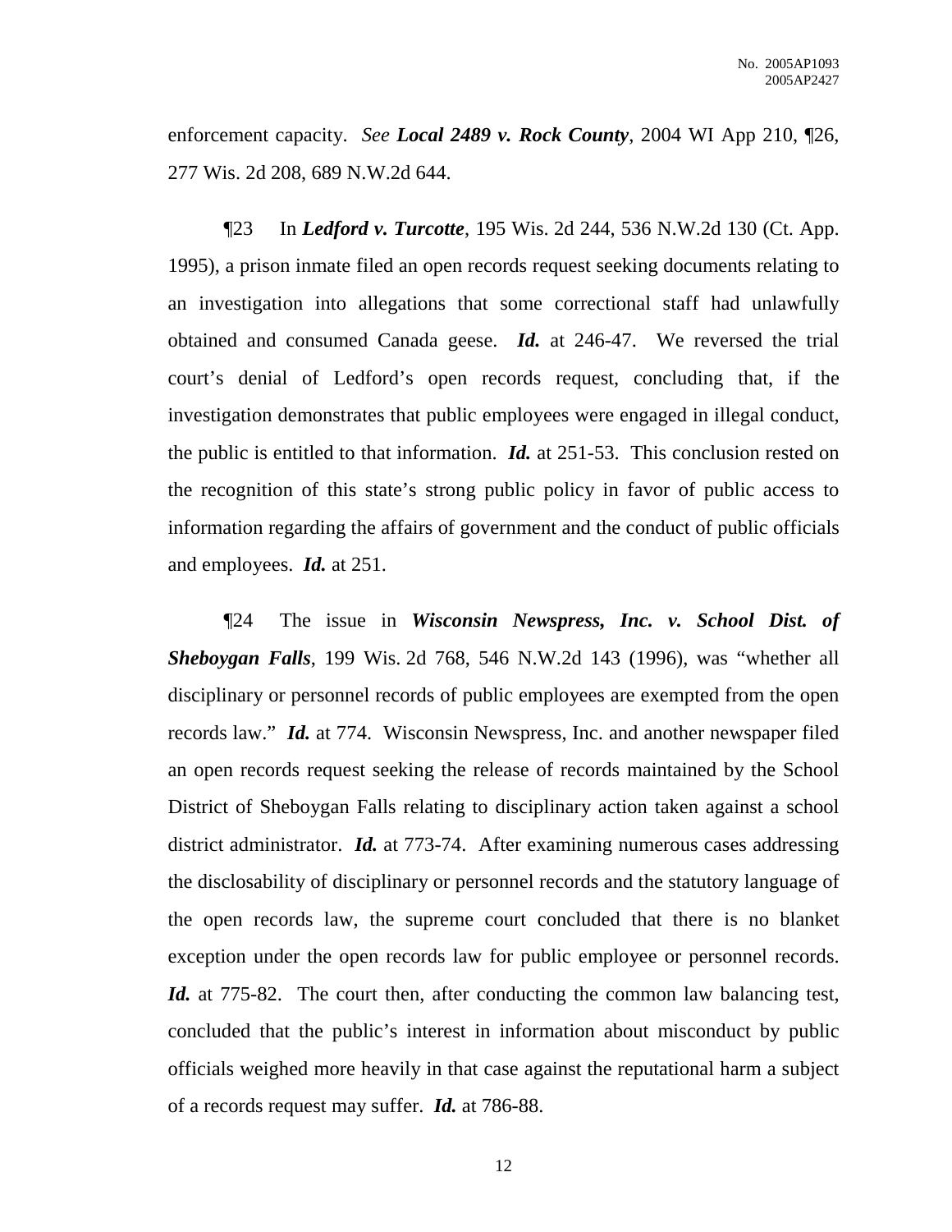enforcement capacity. *See* ***Local 2489 v. Rock County***, 2004 WI App 210, ¶26, 277 Wis. 2d 208, 689 N.W.2d 644.

¶23 In ***Ledford v. Turcotte***, 195 Wis. 2d 244, 536 N.W.2d 130 (Ct. App. 1995), a prison inmate filed an open records request seeking documents relating to an investigation into allegations that some correctional staff had unlawfully obtained and consumed Canada geese. ***Id.*** at 246-47. We reversed the trial court's denial of Ledford's open records request, concluding that, if the investigation demonstrates that public employees were engaged in illegal conduct, the public is entitled to that information. ***Id.*** at 251-53. This conclusion rested on the recognition of this state's strong public policy in favor of public access to information regarding the affairs of government and the conduct of public officials and employees. ***Id.*** at 251.

¶24 The issue in ***Wisconsin Newspress, Inc. v. School Dist. of Sheboygan Falls***, 199 Wis. 2d 768, 546 N.W.2d 143 (1996), was "whether all disciplinary or personnel records of public employees are exempted from the open records law." ***Id.*** at 774. Wisconsin Newspress, Inc. and another newspaper filed an open records request seeking the release of records maintained by the School District of Sheboygan Falls relating to disciplinary action taken against a school district administrator. ***Id.*** at 773-74. After examining numerous cases addressing the disclosability of disciplinary or personnel records and the statutory language of the open records law, the supreme court concluded that there is no blanket exception under the open records law for public employee or personnel records. ***Id.*** at 775-82. The court then, after conducting the common law balancing test, concluded that the public's interest in information about misconduct by public officials weighed more heavily in that case against the reputational harm a subject of a records request may suffer. ***Id.*** at 786-88.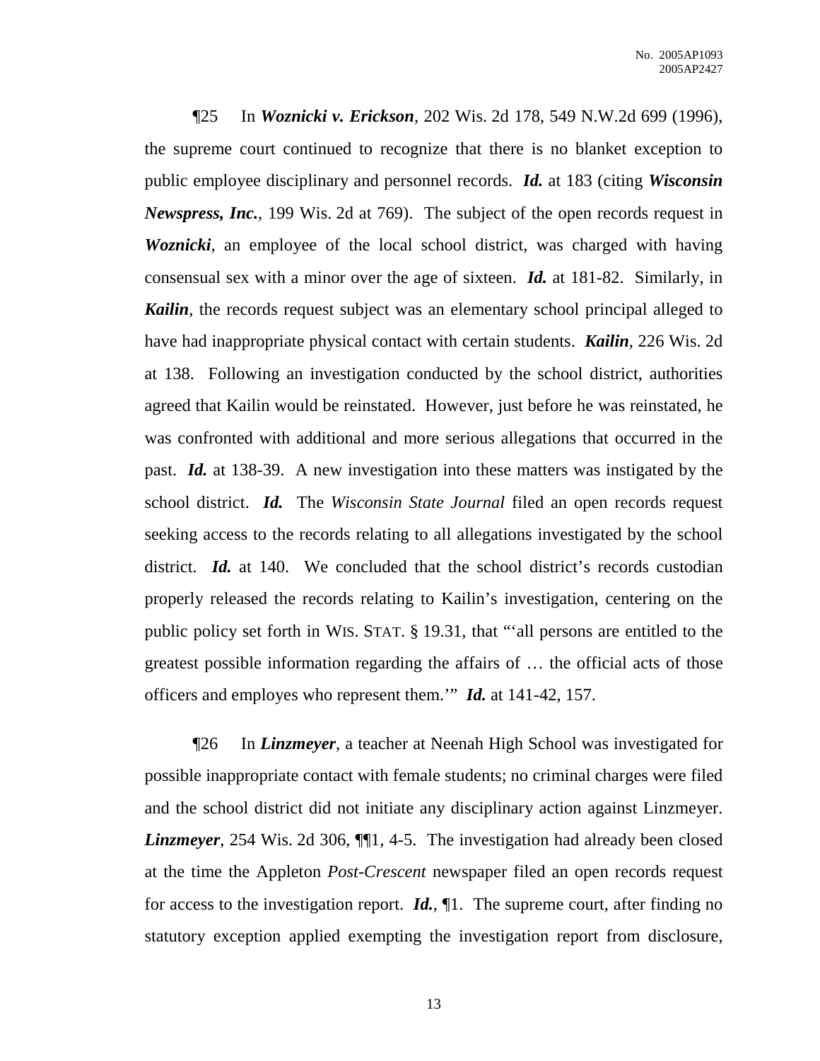¶25 In ***Woznicki v. Erickson***, 202 Wis. 2d 178, 549 N.W.2d 699 (1996), the supreme court continued to recognize that there is no blanket exception to public employee disciplinary and personnel records. ***Id.*** at 183 (citing ***Wisconsin Newspress, Inc.***, 199 Wis. 2d at 769). The subject of the open records request in ***Woznicki***, an employee of the local school district, was charged with having consensual sex with a minor over the age of sixteen. ***Id.*** at 181-82. Similarly, in ***Kailin***, the records request subject was an elementary school principal alleged to have had inappropriate physical contact with certain students. ***Kailin***, 226 Wis. 2d at 138. Following an investigation conducted by the school district, authorities agreed that Kailin would be reinstated. However, just before he was reinstated, he was confronted with additional and more serious allegations that occurred in the past. ***Id.*** at 138-39. A new investigation into these matters was instigated by the school district. ***Id.*** The *Wisconsin State Journal* filed an open records request seeking access to the records relating to all allegations investigated by the school district. ***Id.*** at 140. We concluded that the school district's records custodian properly released the records relating to Kailin's investigation, centering on the public policy set forth in WIS. STAT. § 19.31, that "'all persons are entitled to the greatest possible information regarding the affairs of … the official acts of those officers and employes who represent them.'" ***Id.*** at 141-42, 157.

¶26 In ***Linzmeyer***, a teacher at Neenah High School was investigated for possible inappropriate contact with female students; no criminal charges were filed and the school district did not initiate any disciplinary action against Linzmeyer. ***Linzmeyer***, 254 Wis. 2d 306, ¶¶1, 4-5. The investigation had already been closed at the time the Appleton *Post-Crescent* newspaper filed an open records request for access to the investigation report. ***Id.***, ¶1. The supreme court, after finding no statutory exception applied exempting the investigation report from disclosure,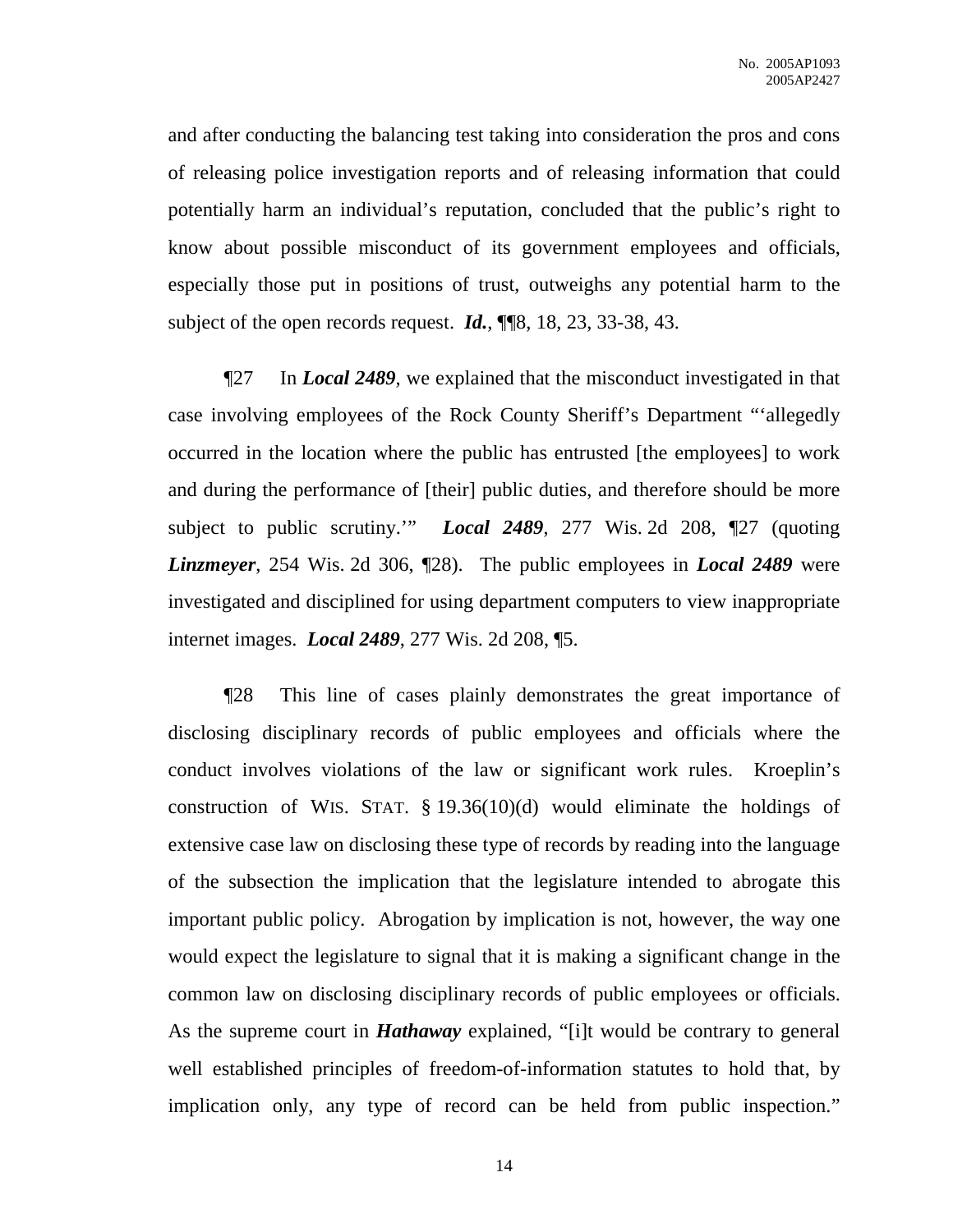and after conducting the balancing test taking into consideration the pros and cons of releasing police investigation reports and of releasing information that could potentially harm an individual's reputation, concluded that the public's right to know about possible misconduct of its government employees and officials, especially those put in positions of trust, outweighs any potential harm to the subject of the open records request. ***Id.***, ¶¶8, 18, 23, 33-38, 43.

¶27 In ***Local 2489***, we explained that the misconduct investigated in that case involving employees of the Rock County Sheriff's Department "'allegedly occurred in the location where the public has entrusted [the employees] to work and during the performance of [their] public duties, and therefore should be more subject to public scrutiny.'" ***Local 2489***, 277 Wis. 2d 208, ¶27 (quoting ***Linzmeyer***, 254 Wis. 2d 306, ¶28). The public employees in ***Local 2489*** were investigated and disciplined for using department computers to view inappropriate internet images. ***Local 2489***, 277 Wis. 2d 208, ¶5.

¶28 This line of cases plainly demonstrates the great importance of disclosing disciplinary records of public employees and officials where the conduct involves violations of the law or significant work rules. Kroeplin's construction of WIS. STAT. § 19.36(10)(d) would eliminate the holdings of extensive case law on disclosing these type of records by reading into the language of the subsection the implication that the legislature intended to abrogate this important public policy. Abrogation by implication is not, however, the way one would expect the legislature to signal that it is making a significant change in the common law on disclosing disciplinary records of public employees or officials. As the supreme court in ***Hathaway*** explained, "[i]t would be contrary to general well established principles of freedom-of-information statutes to hold that, by implication only, any type of record can be held from public inspection."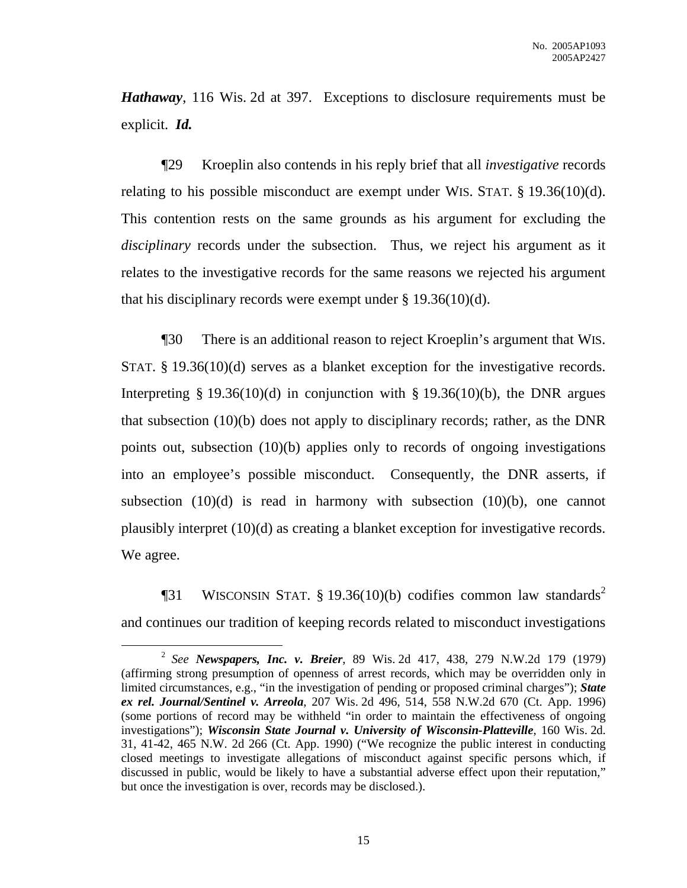***Hathaway***, 116 Wis. 2d at 397. Exceptions to disclosure requirements must be explicit. ***Id.***

¶29 Kroeplin also contends in his reply brief that all *investigative* records relating to his possible misconduct are exempt under WIS. STAT. § 19.36(10)(d). This contention rests on the same grounds as his argument for excluding the *disciplinary* records under the subsection. Thus, we reject his argument as it relates to the investigative records for the same reasons we rejected his argument that his disciplinary records were exempt under § 19.36(10)(d).

¶30 There is an additional reason to reject Kroeplin's argument that WIS. STAT. § 19.36(10)(d) serves as a blanket exception for the investigative records. Interpreting § 19.36(10)(d) in conjunction with § 19.36(10)(b), the DNR argues that subsection (10)(b) does not apply to disciplinary records; rather, as the DNR points out, subsection (10)(b) applies only to records of ongoing investigations into an employee's possible misconduct. Consequently, the DNR asserts, if subsection (10)(d) is read in harmony with subsection (10)(b), one cannot plausibly interpret (10)(d) as creating a blanket exception for investigative records. We agree.

¶31 WISCONSIN STAT. § 19.36(10)(b) codifies common law standards[2] and continues our tradition of keeping records related to misconduct investigations

---

[2] *See* ***Newspapers, Inc. v. Breier***, 89 Wis. 2d 417, 438, 279 N.W.2d 179 (1979) (affirming strong presumption of openness of arrest records, which may be overridden only in limited circumstances, e.g., "in the investigation of pending or proposed criminal charges"); ***State ex rel. Journal/Sentinel v. Arreola***, 207 Wis. 2d 496, 514, 558 N.W.2d 670 (Ct. App. 1996) (some portions of record may be withheld "in order to maintain the effectiveness of ongoing investigations"); ***Wisconsin State Journal v. University of Wisconsin-Platteville***, 160 Wis. 2d. 31, 41-42, 465 N.W. 2d 266 (Ct. App. 1990) ("We recognize the public interest in conducting closed meetings to investigate allegations of misconduct against specific persons which, if discussed in public, would be likely to have a substantial adverse effect upon their reputation," but once the investigation is over, records may be disclosed.).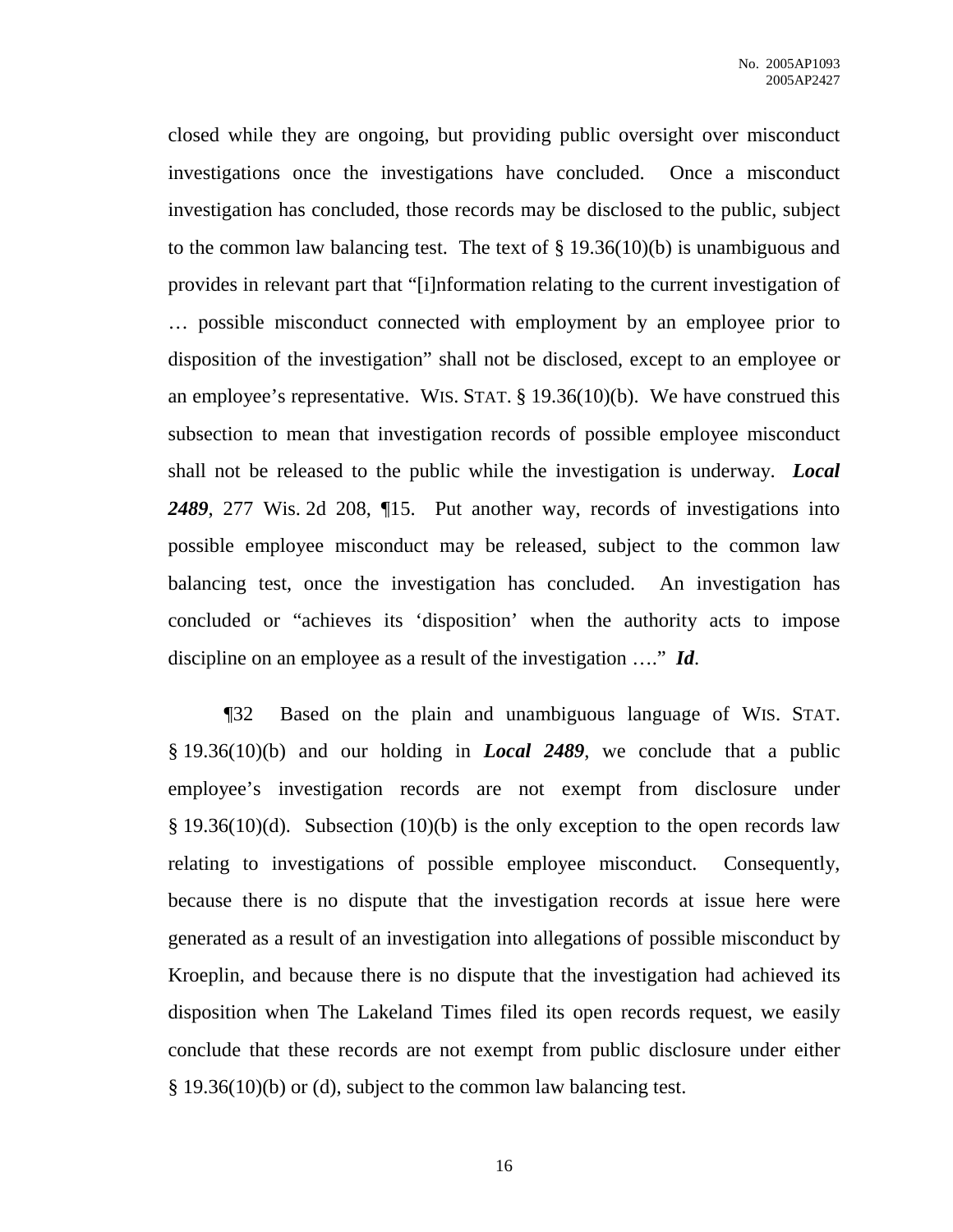closed while they are ongoing, but providing public oversight over misconduct investigations once the investigations have concluded. Once a misconduct investigation has concluded, those records may be disclosed to the public, subject to the common law balancing test. The text of § 19.36(10)(b) is unambiguous and provides in relevant part that "[i]nformation relating to the current investigation of … possible misconduct connected with employment by an employee prior to disposition of the investigation" shall not be disclosed, except to an employee or an employee's representative. WIS. STAT. § 19.36(10)(b). We have construed this subsection to mean that investigation records of possible employee misconduct shall not be released to the public while the investigation is underway. ***Local 2489***, 277 Wis. 2d 208, ¶15. Put another way, records of investigations into possible employee misconduct may be released, subject to the common law balancing test, once the investigation has concluded. An investigation has concluded or "achieves its 'disposition' when the authority acts to impose discipline on an employee as a result of the investigation …." ***Id***.

¶32 Based on the plain and unambiguous language of WIS. STAT. § 19.36(10)(b) and our holding in ***Local 2489***, we conclude that a public employee's investigation records are not exempt from disclosure under § 19.36(10)(d). Subsection (10)(b) is the only exception to the open records law relating to investigations of possible employee misconduct. Consequently, because there is no dispute that the investigation records at issue here were generated as a result of an investigation into allegations of possible misconduct by Kroeplin, and because there is no dispute that the investigation had achieved its disposition when The Lakeland Times filed its open records request, we easily conclude that these records are not exempt from public disclosure under either § 19.36(10)(b) or (d), subject to the common law balancing test.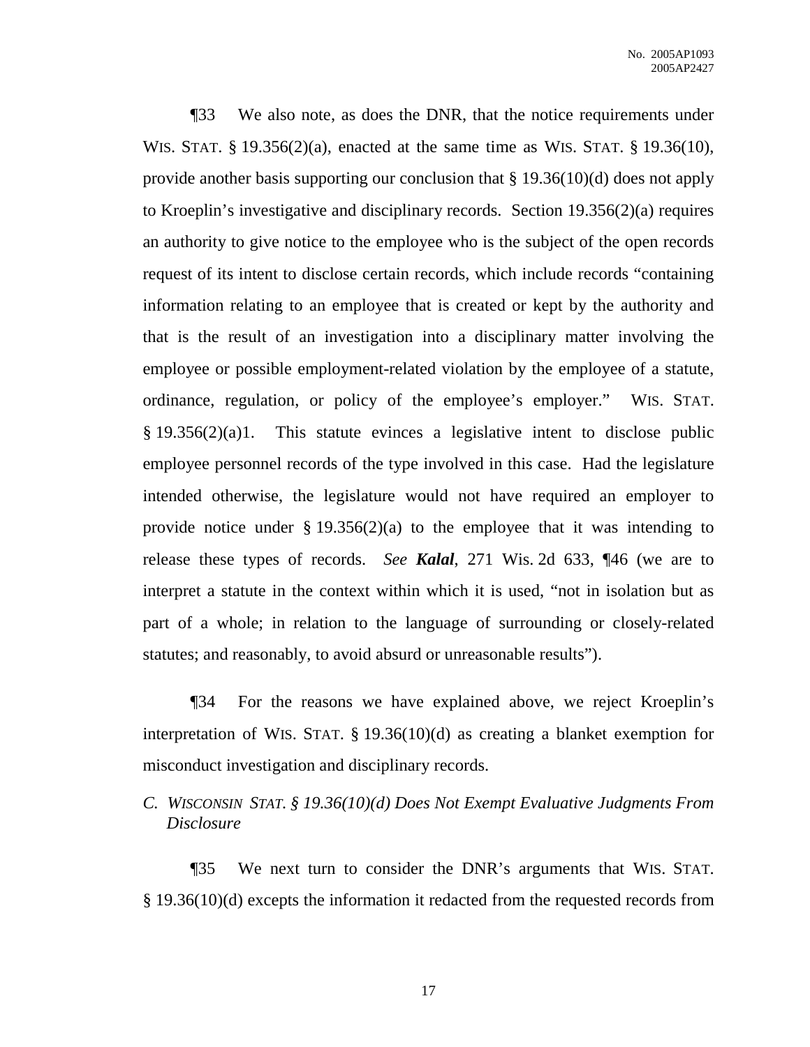¶33 We also note, as does the DNR, that the notice requirements under WIS. STAT. § 19.356(2)(a), enacted at the same time as WIS. STAT. § 19.36(10), provide another basis supporting our conclusion that § 19.36(10)(d) does not apply to Kroeplin's investigative and disciplinary records. Section 19.356(2)(a) requires an authority to give notice to the employee who is the subject of the open records request of its intent to disclose certain records, which include records "containing information relating to an employee that is created or kept by the authority and that is the result of an investigation into a disciplinary matter involving the employee or possible employment-related violation by the employee of a statute, ordinance, regulation, or policy of the employee's employer." WIS. STAT. § 19.356(2)(a)1. This statute evinces a legislative intent to disclose public employee personnel records of the type involved in this case. Had the legislature intended otherwise, the legislature would not have required an employer to provide notice under § 19.356(2)(a) to the employee that it was intending to release these types of records. *See* ***Kalal***, 271 Wis. 2d 633, ¶46 (we are to interpret a statute in the context within which it is used, "not in isolation but as part of a whole; in relation to the language of surrounding or closely-related statutes; and reasonably, to avoid absurd or unreasonable results").

¶34 For the reasons we have explained above, we reject Kroeplin's interpretation of WIS. STAT. § 19.36(10)(d) as creating a blanket exemption for misconduct investigation and disciplinary records.

### *C. WISCONSIN STAT. § 19.36(10)(d) Does Not Exempt Evaluative Judgments From Disclosure*

¶35 We next turn to consider the DNR's arguments that WIS. STAT. § 19.36(10)(d) excepts the information it redacted from the requested records from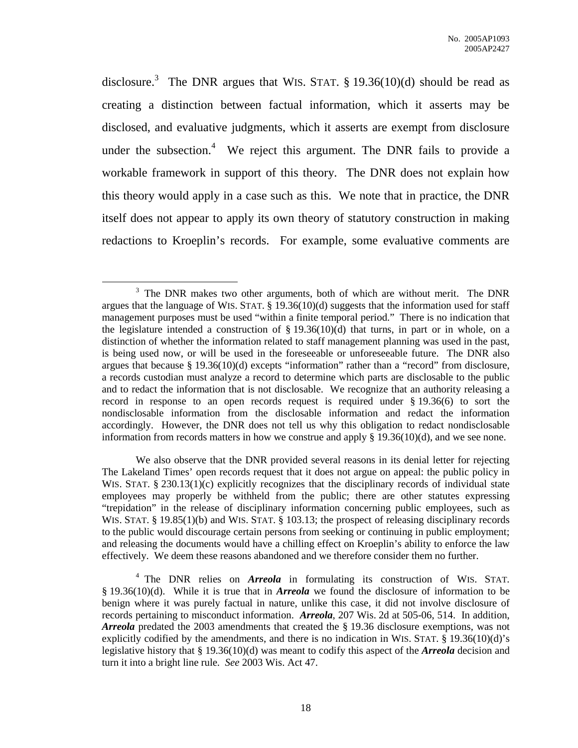disclosure.[3] The DNR argues that WIS. STAT. § 19.36(10)(d) should be read as creating a distinction between factual information, which it asserts may be disclosed, and evaluative judgments, which it asserts are exempt from disclosure under the subsection.[4] We reject this argument. The DNR fails to provide a workable framework in support of this theory. The DNR does not explain how this theory would apply in a case such as this. We note that in practice, the DNR itself does not appear to apply its own theory of statutory construction in making redactions to Kroeplin's records. For example, some evaluative comments are

---

[3] The DNR makes two other arguments, both of which are without merit. The DNR argues that the language of WIS. STAT. § 19.36(10)(d) suggests that the information used for staff management purposes must be used "within a finite temporal period." There is no indication that the legislature intended a construction of § 19.36(10)(d) that turns, in part or in whole, on a distinction of whether the information related to staff management planning was used in the past, is being used now, or will be used in the foreseeable or unforeseeable future. The DNR also argues that because § 19.36(10)(d) excepts "information" rather than a "record" from disclosure, a records custodian must analyze a record to determine which parts are disclosable to the public and to redact the information that is not disclosable. We recognize that an authority releasing a record in response to an open records request is required under § 19.36(6) to sort the nondisclosable information from the disclosable information and redact the information accordingly. However, the DNR does not tell us why this obligation to redact nondisclosable information from records matters in how we construe and apply § 19.36(10)(d), and we see none.

We also observe that the DNR provided several reasons in its denial letter for rejecting The Lakeland Times' open records request that it does not argue on appeal: the public policy in WIS. STAT. § 230.13(1)(c) explicitly recognizes that the disciplinary records of individual state employees may properly be withheld from the public; there are other statutes expressing "trepidation" in the release of disciplinary information concerning public employees, such as WIS. STAT. § 19.85(1)(b) and WIS. STAT. § 103.13; the prospect of releasing disciplinary records to the public would discourage certain persons from seeking or continuing in public employment; and releasing the documents would have a chilling effect on Kroeplin's ability to enforce the law effectively. We deem these reasons abandoned and we therefore consider them no further.

[4] The DNR relies on ***Arreola*** in formulating its construction of WIS. STAT. § 19.36(10)(d). While it is true that in ***Arreola*** we found the disclosure of information to be benign where it was purely factual in nature, unlike this case, it did not involve disclosure of records pertaining to misconduct information. ***Arreola***, 207 Wis. 2d at 505-06, 514. In addition, ***Arreola*** predated the 2003 amendments that created the § 19.36 disclosure exemptions, was not explicitly codified by the amendments, and there is no indication in WIS. STAT. § 19.36(10)(d)'s legislative history that § 19.36(10)(d) was meant to codify this aspect of the ***Arreola*** decision and turn it into a bright line rule. *See* 2003 Wis. Act 47.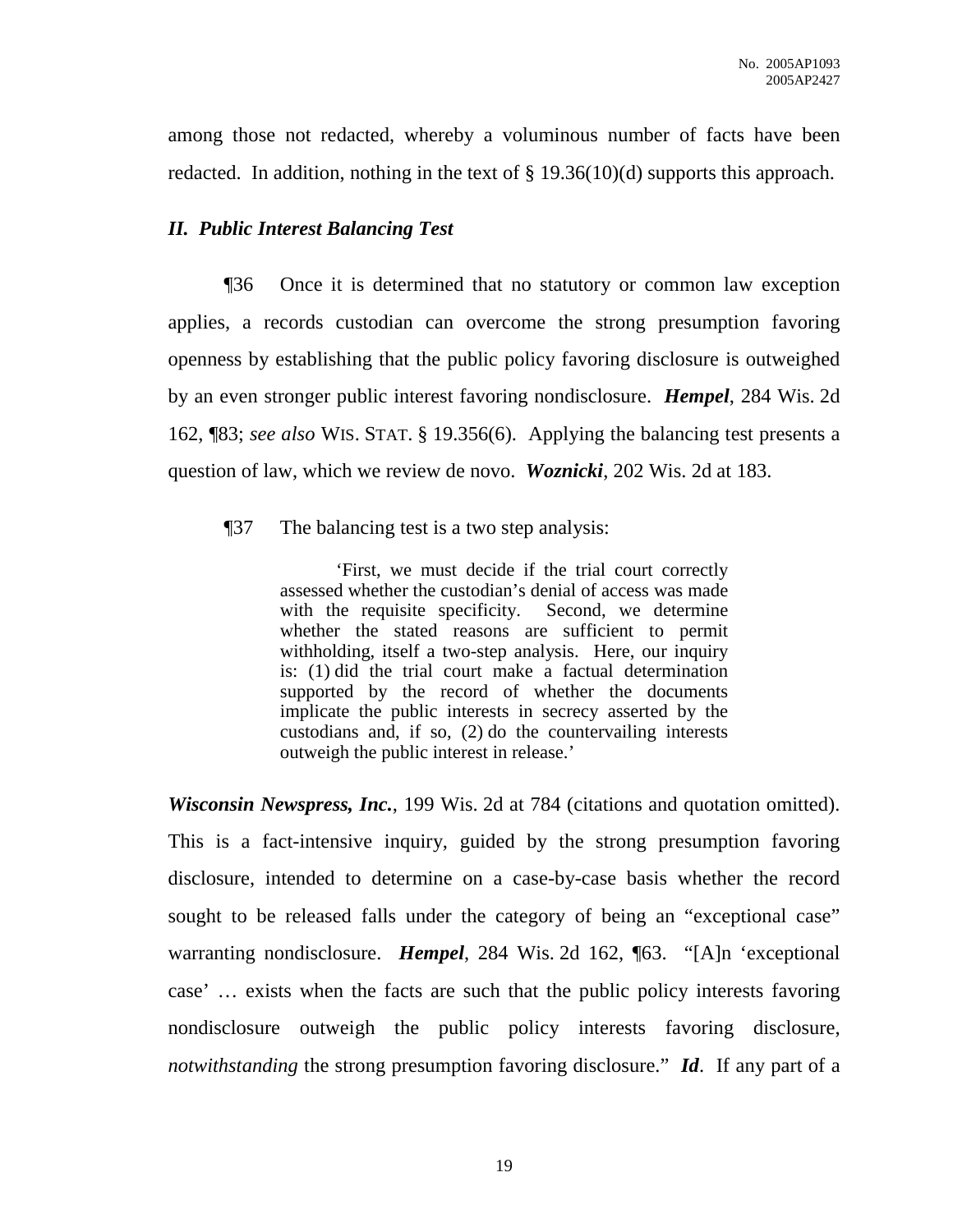among those not redacted, whereby a voluminous number of facts have been redacted. In addition, nothing in the text of § 19.36(10)(d) supports this approach.

### *II. Public Interest Balancing Test*

¶36 Once it is determined that no statutory or common law exception applies, a records custodian can overcome the strong presumption favoring openness by establishing that the public policy favoring disclosure is outweighed by an even stronger public interest favoring nondisclosure. ***Hempel***, 284 Wis. 2d 162, ¶83; *see also* WIS. STAT. § 19.356(6). Applying the balancing test presents a question of law, which we review de novo. ***Woznicki***, 202 Wis. 2d at 183.

¶37 The balancing test is a two step analysis:

> 'First, we must decide if the trial court correctly assessed whether the custodian's denial of access was made with the requisite specificity. Second, we determine whether the stated reasons are sufficient to permit withholding, itself a two-step analysis. Here, our inquiry is: (1) did the trial court make a factual determination supported by the record of whether the documents implicate the public interests in secrecy asserted by the custodians and, if so, (2) do the countervailing interests outweigh the public interest in release.'

***Wisconsin Newspress, Inc.***, 199 Wis. 2d at 784 (citations and quotation omitted). This is a fact-intensive inquiry, guided by the strong presumption favoring disclosure, intended to determine on a case-by-case basis whether the record sought to be released falls under the category of being an "exceptional case" warranting nondisclosure. ***Hempel***, 284 Wis. 2d 162, ¶63. "[A]n 'exceptional case' … exists when the facts are such that the public policy interests favoring nondisclosure outweigh the public policy interests favoring disclosure, *notwithstanding* the strong presumption favoring disclosure." ***Id***. If any part of a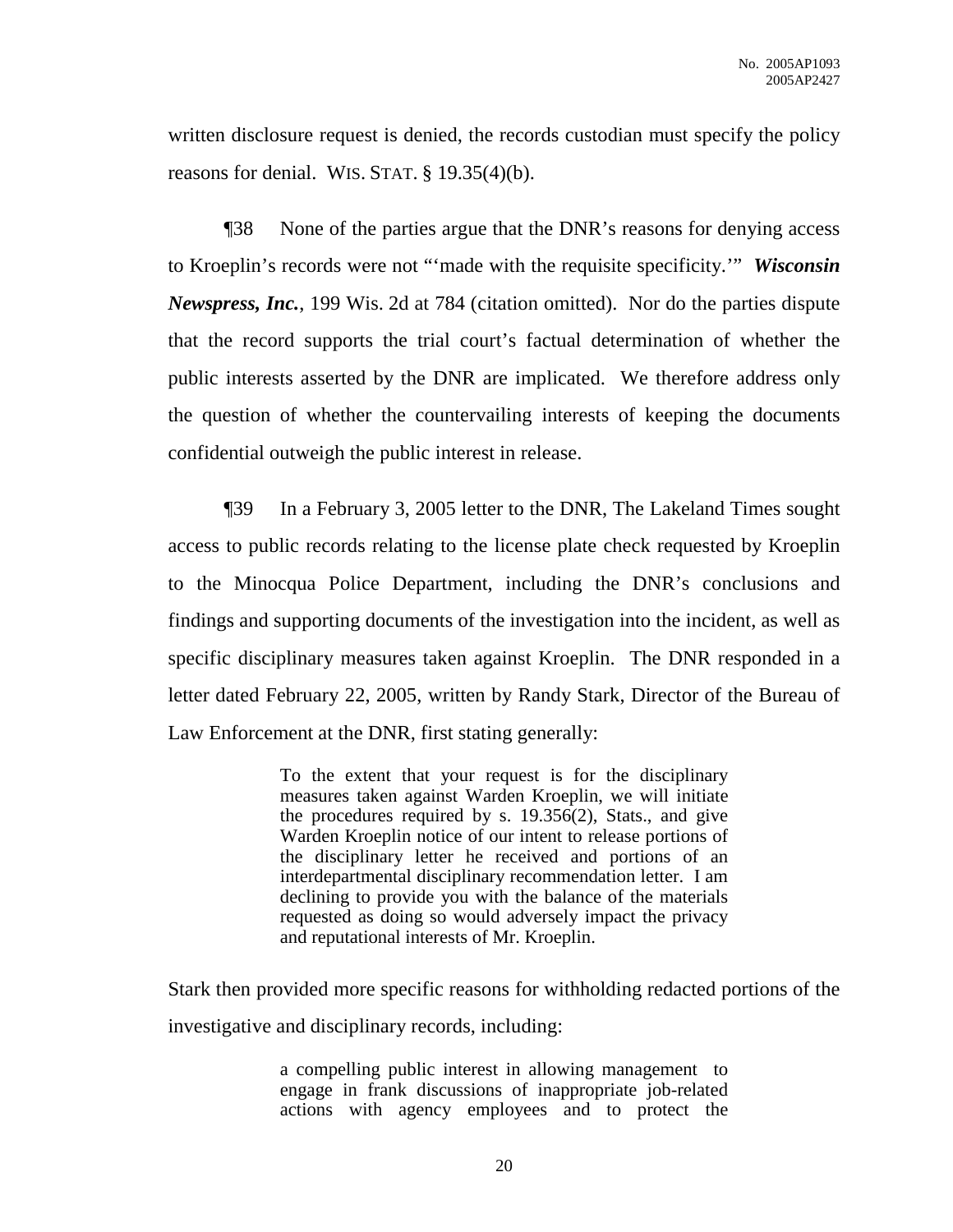written disclosure request is denied, the records custodian must specify the policy reasons for denial. WIS. STAT. § 19.35(4)(b).

¶38 None of the parties argue that the DNR's reasons for denying access to Kroeplin's records were not "'made with the requisite specificity.'" ***Wisconsin Newspress, Inc.***, 199 Wis. 2d at 784 (citation omitted). Nor do the parties dispute that the record supports the trial court's factual determination of whether the public interests asserted by the DNR are implicated. We therefore address only the question of whether the countervailing interests of keeping the documents confidential outweigh the public interest in release.

¶39 In a February 3, 2005 letter to the DNR, The Lakeland Times sought access to public records relating to the license plate check requested by Kroeplin to the Minocqua Police Department, including the DNR's conclusions and findings and supporting documents of the investigation into the incident, as well as specific disciplinary measures taken against Kroeplin. The DNR responded in a letter dated February 22, 2005, written by Randy Stark, Director of the Bureau of Law Enforcement at the DNR, first stating generally:

> To the extent that your request is for the disciplinary measures taken against Warden Kroeplin, we will initiate the procedures required by s. 19.356(2), Stats., and give Warden Kroeplin notice of our intent to release portions of the disciplinary letter he received and portions of an interdepartmental disciplinary recommendation letter. I am declining to provide you with the balance of the materials requested as doing so would adversely impact the privacy and reputational interests of Mr. Kroeplin.

Stark then provided more specific reasons for withholding redacted portions of the investigative and disciplinary records, including:

> a compelling public interest in allowing management to engage in frank discussions of inappropriate job-related actions with agency employees and to protect the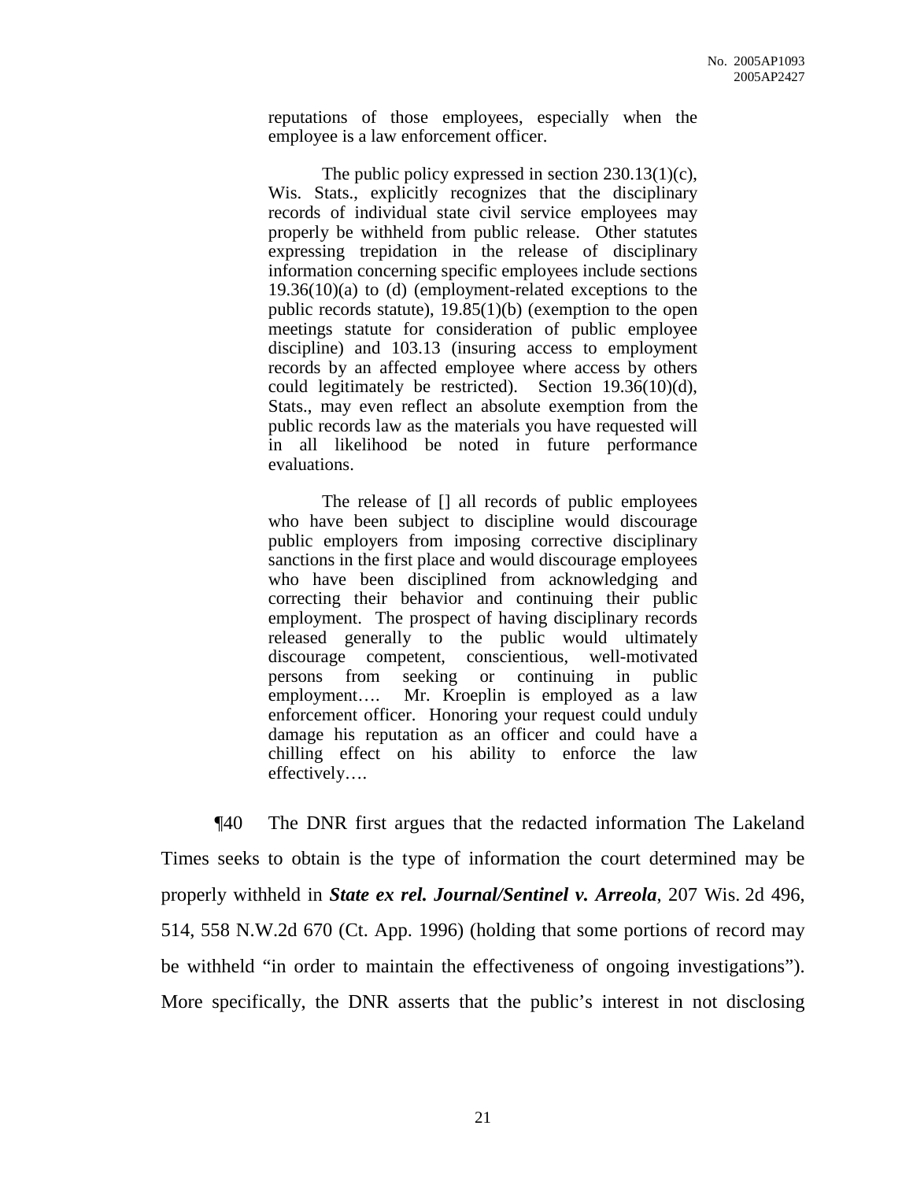> reputations of those employees, especially when the employee is a law enforcement officer.
>
> The public policy expressed in section 230.13(1)(c), Wis. Stats., explicitly recognizes that the disciplinary records of individual state civil service employees may properly be withheld from public release. Other statutes expressing trepidation in the release of disciplinary information concerning specific employees include sections 19.36(10)(a) to (d) (employment-related exceptions to the public records statute), 19.85(1)(b) (exemption to the open meetings statute for consideration of public employee discipline) and 103.13 (insuring access to employment records by an affected employee where access by others could legitimately be restricted). Section 19.36(10)(d), Stats., may even reflect an absolute exemption from the public records law as the materials you have requested will in all likelihood be noted in future performance evaluations.
>
> The release of [] all records of public employees who have been subject to discipline would discourage public employers from imposing corrective disciplinary sanctions in the first place and would discourage employees who have been disciplined from acknowledging and correcting their behavior and continuing their public employment. The prospect of having disciplinary records released generally to the public would ultimately discourage competent, conscientious, well-motivated persons from seeking or continuing in public employment…. Mr. Kroeplin is employed as a law enforcement officer. Honoring your request could unduly damage his reputation as an officer and could have a chilling effect on his ability to enforce the law effectively….

¶40 The DNR first argues that the redacted information The Lakeland Times seeks to obtain is the type of information the court determined may be properly withheld in ***State ex rel. Journal/Sentinel v. Arreola***, 207 Wis. 2d 496, 514, 558 N.W.2d 670 (Ct. App. 1996) (holding that some portions of record may be withheld "in order to maintain the effectiveness of ongoing investigations"). More specifically, the DNR asserts that the public's interest in not disclosing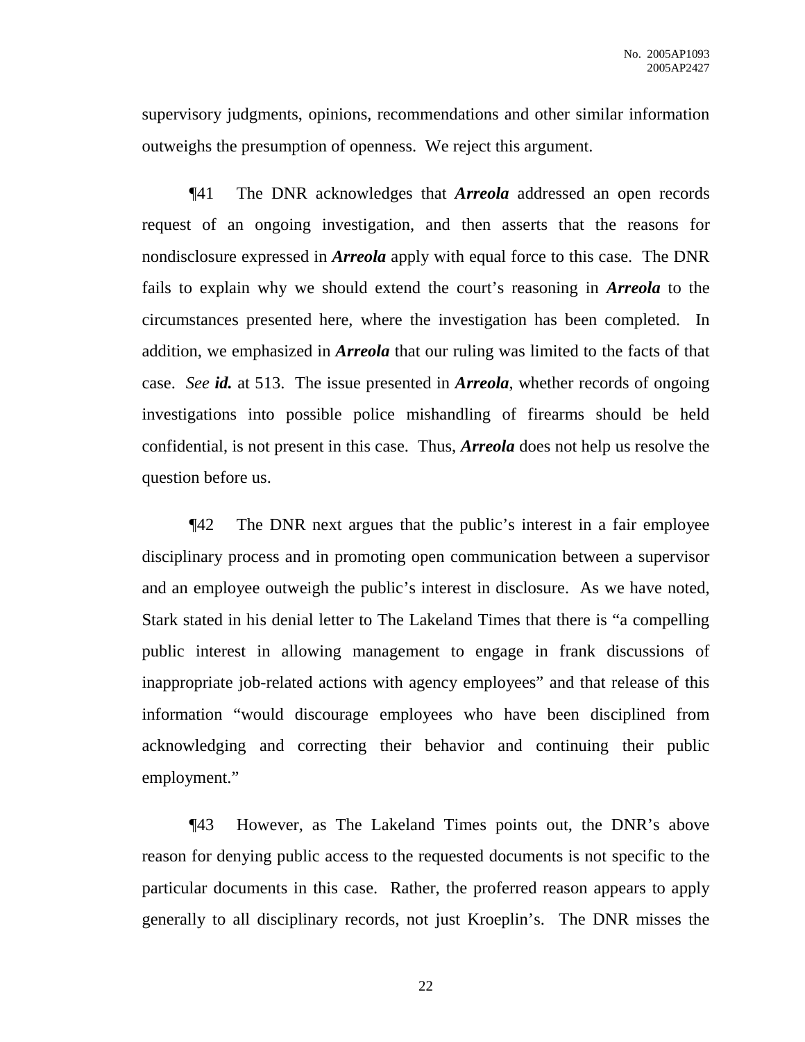supervisory judgments, opinions, recommendations and other similar information outweighs the presumption of openness. We reject this argument.

¶41 The DNR acknowledges that ***Arreola*** addressed an open records request of an ongoing investigation, and then asserts that the reasons for nondisclosure expressed in ***Arreola*** apply with equal force to this case. The DNR fails to explain why we should extend the court's reasoning in ***Arreola*** to the circumstances presented here, where the investigation has been completed. In addition, we emphasized in ***Arreola*** that our ruling was limited to the facts of that case. *See* ***id.*** at 513. The issue presented in ***Arreola***, whether records of ongoing investigations into possible police mishandling of firearms should be held confidential, is not present in this case. Thus, ***Arreola*** does not help us resolve the question before us.

¶42 The DNR next argues that the public's interest in a fair employee disciplinary process and in promoting open communication between a supervisor and an employee outweigh the public's interest in disclosure. As we have noted, Stark stated in his denial letter to The Lakeland Times that there is "a compelling public interest in allowing management to engage in frank discussions of inappropriate job-related actions with agency employees" and that release of this information "would discourage employees who have been disciplined from acknowledging and correcting their behavior and continuing their public employment."

¶43 However, as The Lakeland Times points out, the DNR's above reason for denying public access to the requested documents is not specific to the particular documents in this case. Rather, the proferred reason appears to apply generally to all disciplinary records, not just Kroeplin's. The DNR misses the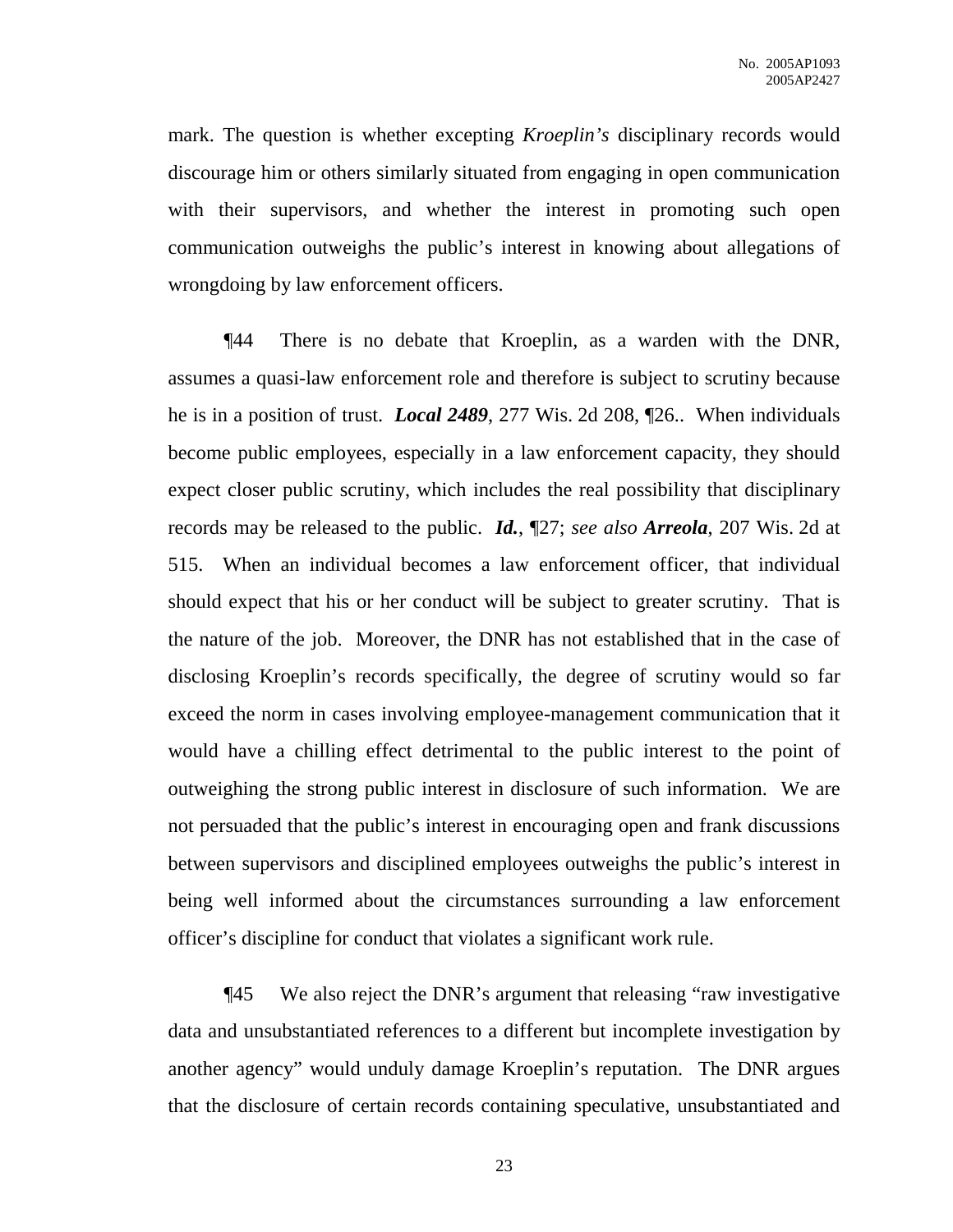mark. The question is whether excepting *Kroeplin's* disciplinary records would discourage him or others similarly situated from engaging in open communication with their supervisors, and whether the interest in promoting such open communication outweighs the public's interest in knowing about allegations of wrongdoing by law enforcement officers.

¶44 There is no debate that Kroeplin, as a warden with the DNR, assumes a quasi-law enforcement role and therefore is subject to scrutiny because he is in a position of trust. ***Local 2489***, 277 Wis. 2d 208, ¶26.. When individuals become public employees, especially in a law enforcement capacity, they should expect closer public scrutiny, which includes the real possibility that disciplinary records may be released to the public. ***Id.***, ¶27; *see also* ***Arreola***, 207 Wis. 2d at 515. When an individual becomes a law enforcement officer, that individual should expect that his or her conduct will be subject to greater scrutiny. That is the nature of the job. Moreover, the DNR has not established that in the case of disclosing Kroeplin's records specifically, the degree of scrutiny would so far exceed the norm in cases involving employee-management communication that it would have a chilling effect detrimental to the public interest to the point of outweighing the strong public interest in disclosure of such information. We are not persuaded that the public's interest in encouraging open and frank discussions between supervisors and disciplined employees outweighs the public's interest in being well informed about the circumstances surrounding a law enforcement officer's discipline for conduct that violates a significant work rule.

¶45 We also reject the DNR's argument that releasing "raw investigative data and unsubstantiated references to a different but incomplete investigation by another agency" would unduly damage Kroeplin's reputation. The DNR argues that the disclosure of certain records containing speculative, unsubstantiated and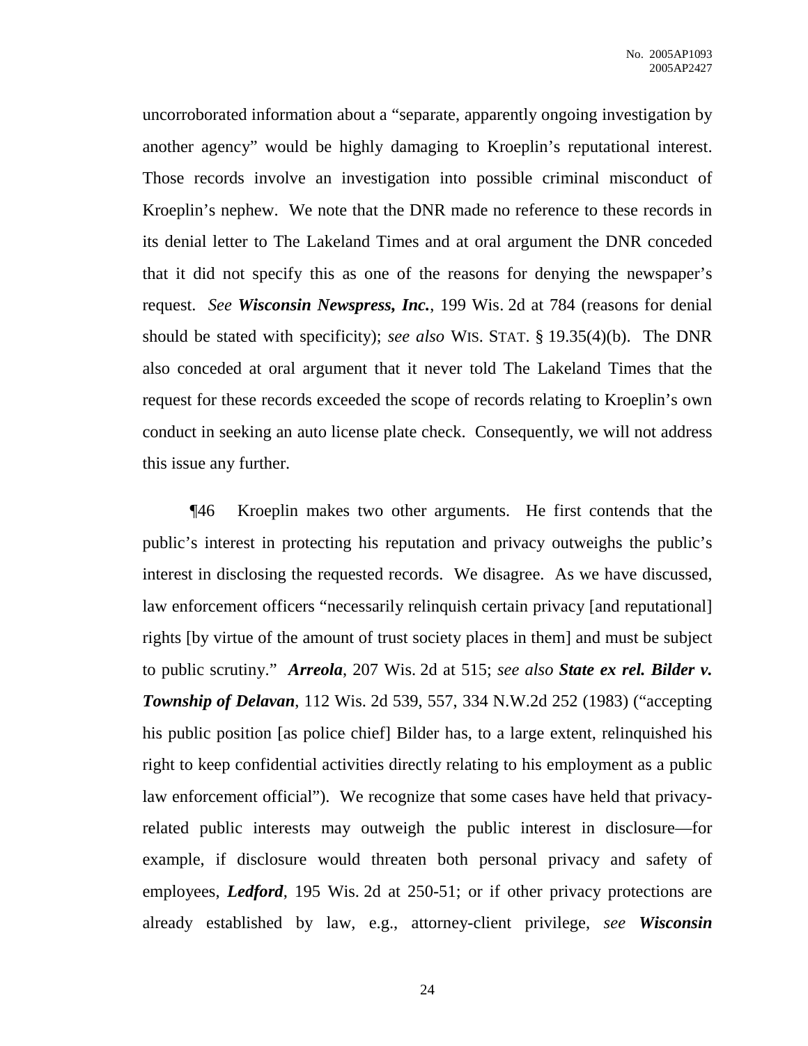uncorroborated information about a "separate, apparently ongoing investigation by another agency" would be highly damaging to Kroeplin's reputational interest. Those records involve an investigation into possible criminal misconduct of Kroeplin's nephew. We note that the DNR made no reference to these records in its denial letter to The Lakeland Times and at oral argument the DNR conceded that it did not specify this as one of the reasons for denying the newspaper's request. *See* ***Wisconsin Newspress, Inc.***, 199 Wis. 2d at 784 (reasons for denial should be stated with specificity); *see also* WIS. STAT. § 19.35(4)(b). The DNR also conceded at oral argument that it never told The Lakeland Times that the request for these records exceeded the scope of records relating to Kroeplin's own conduct in seeking an auto license plate check. Consequently, we will not address this issue any further.

¶46 Kroeplin makes two other arguments. He first contends that the public's interest in protecting his reputation and privacy outweighs the public's interest in disclosing the requested records. We disagree. As we have discussed, law enforcement officers "necessarily relinquish certain privacy [and reputational] rights [by virtue of the amount of trust society places in them] and must be subject to public scrutiny." ***Arreola***, 207 Wis. 2d at 515; *see also* ***State ex rel. Bilder v. Township of Delavan***, 112 Wis. 2d 539, 557, 334 N.W.2d 252 (1983) ("accepting his public position [as police chief] Bilder has, to a large extent, relinquished his right to keep confidential activities directly relating to his employment as a public law enforcement official"). We recognize that some cases have held that privacy-related public interests may outweigh the public interest in disclosure—for example, if disclosure would threaten both personal privacy and safety of employees, ***Ledford***, 195 Wis. 2d at 250-51; or if other privacy protections are already established by law, e.g., attorney-client privilege, *see* ***Wisconsin***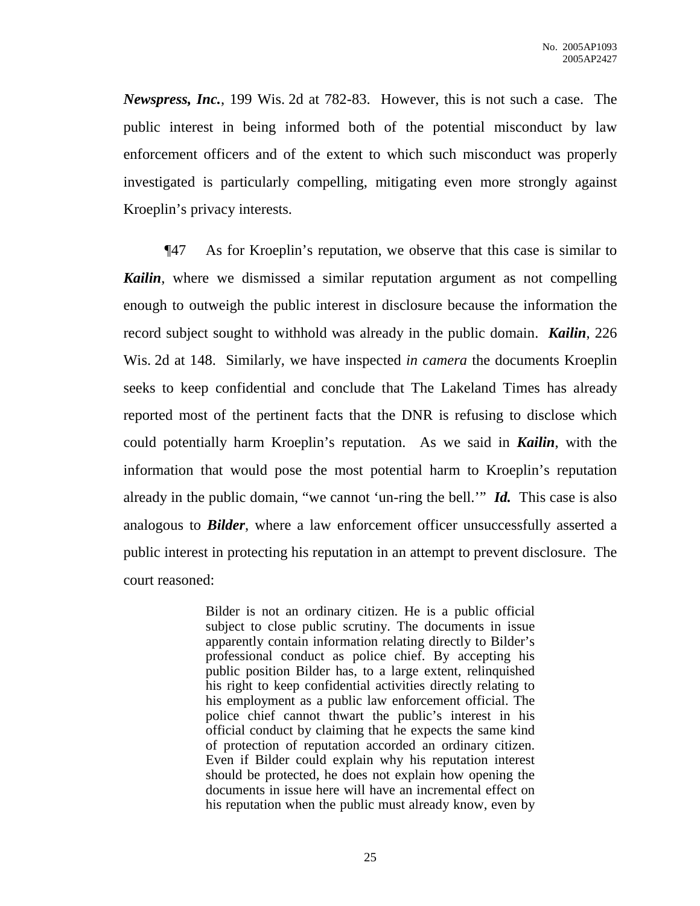***Newspress, Inc.***, 199 Wis. 2d at 782-83. However, this is not such a case. The public interest in being informed both of the potential misconduct by law enforcement officers and of the extent to which such misconduct was properly investigated is particularly compelling, mitigating even more strongly against Kroeplin's privacy interests.

¶47 As for Kroeplin's reputation, we observe that this case is similar to ***Kailin***, where we dismissed a similar reputation argument as not compelling enough to outweigh the public interest in disclosure because the information the record subject sought to withhold was already in the public domain. ***Kailin***, 226 Wis. 2d at 148. Similarly, we have inspected *in camera* the documents Kroeplin seeks to keep confidential and conclude that The Lakeland Times has already reported most of the pertinent facts that the DNR is refusing to disclose which could potentially harm Kroeplin's reputation. As we said in ***Kailin***, with the information that would pose the most potential harm to Kroeplin's reputation already in the public domain, "we cannot 'un-ring the bell.'" ***Id.*** This case is also analogous to ***Bilder***, where a law enforcement officer unsuccessfully asserted a public interest in protecting his reputation in an attempt to prevent disclosure. The court reasoned:

> Bilder is not an ordinary citizen. He is a public official subject to close public scrutiny. The documents in issue apparently contain information relating directly to Bilder's professional conduct as police chief. By accepting his public position Bilder has, to a large extent, relinquished his right to keep confidential activities directly relating to his employment as a public law enforcement official. The police chief cannot thwart the public's interest in his official conduct by claiming that he expects the same kind of protection of reputation accorded an ordinary citizen. Even if Bilder could explain why his reputation interest should be protected, he does not explain how opening the documents in issue here will have an incremental effect on his reputation when the public must already know, even by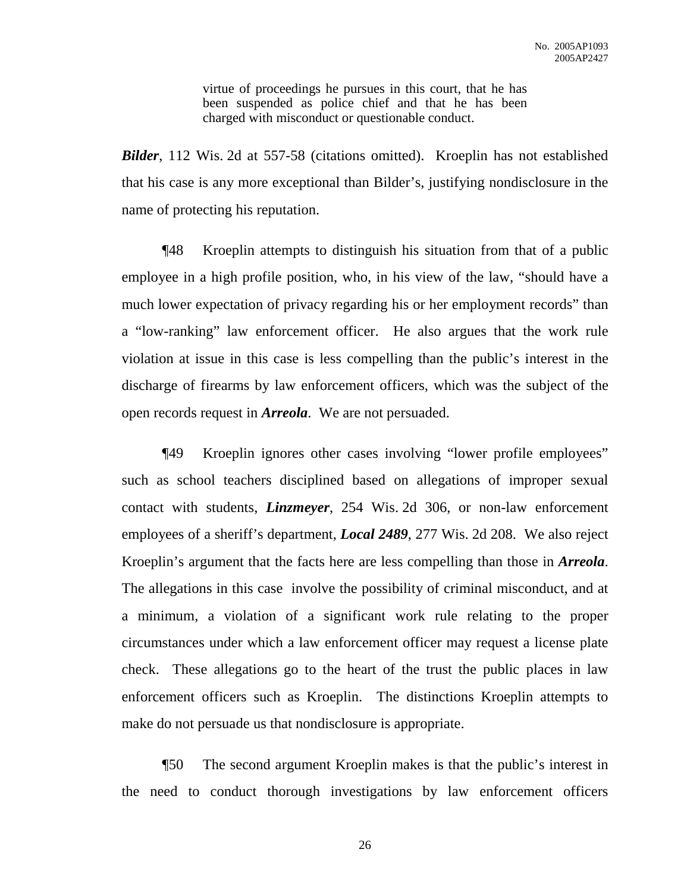> virtue of proceedings he pursues in this court, that he has been suspended as police chief and that he has been charged with misconduct or questionable conduct.

***Bilder***, 112 Wis. 2d at 557-58 (citations omitted). Kroeplin has not established that his case is any more exceptional than Bilder's, justifying nondisclosure in the name of protecting his reputation.

¶48 Kroeplin attempts to distinguish his situation from that of a public employee in a high profile position, who, in his view of the law, "should have a much lower expectation of privacy regarding his or her employment records" than a "low-ranking" law enforcement officer. He also argues that the work rule violation at issue in this case is less compelling than the public's interest in the discharge of firearms by law enforcement officers, which was the subject of the open records request in ***Arreola***. We are not persuaded.

¶49 Kroeplin ignores other cases involving "lower profile employees" such as school teachers disciplined based on allegations of improper sexual contact with students, ***Linzmeyer***, 254 Wis. 2d 306, or non-law enforcement employees of a sheriff's department, ***Local 2489***, 277 Wis. 2d 208. We also reject Kroeplin's argument that the facts here are less compelling than those in ***Arreola***. The allegations in this case involve the possibility of criminal misconduct, and at a minimum, a violation of a significant work rule relating to the proper circumstances under which a law enforcement officer may request a license plate check. These allegations go to the heart of the trust the public places in law enforcement officers such as Kroeplin. The distinctions Kroeplin attempts to make do not persuade us that nondisclosure is appropriate.

¶50 The second argument Kroeplin makes is that the public's interest in the need to conduct thorough investigations by law enforcement officers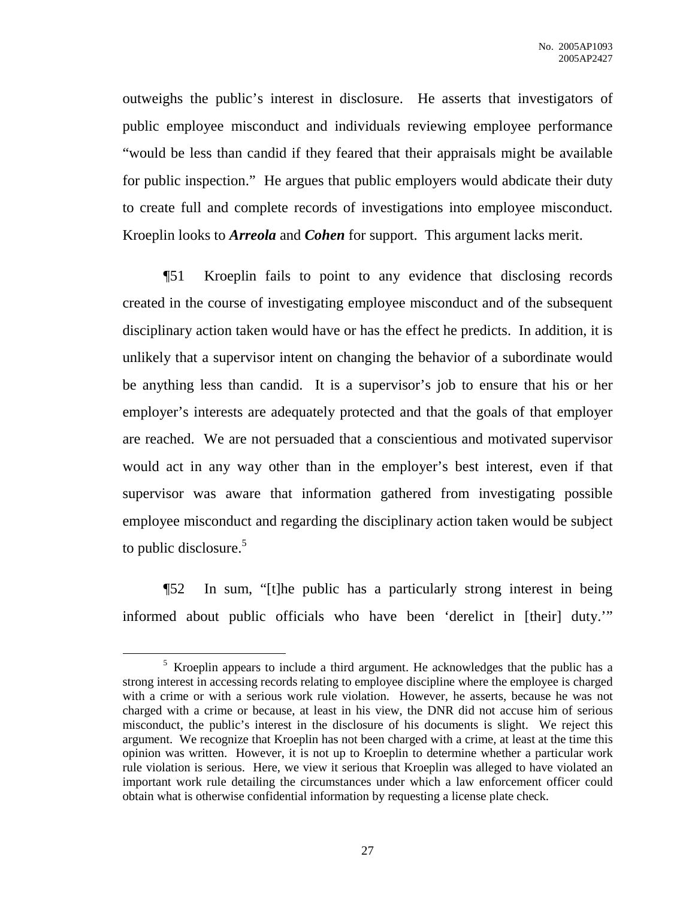outweighs the public's interest in disclosure. He asserts that investigators of public employee misconduct and individuals reviewing employee performance "would be less than candid if they feared that their appraisals might be available for public inspection." He argues that public employers would abdicate their duty to create full and complete records of investigations into employee misconduct. Kroeplin looks to ***Arreola*** and ***Cohen*** for support. This argument lacks merit.

¶51 Kroeplin fails to point to any evidence that disclosing records created in the course of investigating employee misconduct and of the subsequent disciplinary action taken would have or has the effect he predicts. In addition, it is unlikely that a supervisor intent on changing the behavior of a subordinate would be anything less than candid. It is a supervisor's job to ensure that his or her employer's interests are adequately protected and that the goals of that employer are reached. We are not persuaded that a conscientious and motivated supervisor would act in any way other than in the employer's best interest, even if that supervisor was aware that information gathered from investigating possible employee misconduct and regarding the disciplinary action taken would be subject to public disclosure.[5]

¶52 In sum, "[t]he public has a particularly strong interest in being informed about public officials who have been 'derelict in [their] duty.'"

---

[5] Kroeplin appears to include a third argument. He acknowledges that the public has a strong interest in accessing records relating to employee discipline where the employee is charged with a crime or with a serious work rule violation. However, he asserts, because he was not charged with a crime or because, at least in his view, the DNR did not accuse him of serious misconduct, the public's interest in the disclosure of his documents is slight. We reject this argument. We recognize that Kroeplin has not been charged with a crime, at least at the time this opinion was written. However, it is not up to Kroeplin to determine whether a particular work rule violation is serious. Here, we view it serious that Kroeplin was alleged to have violated an important work rule detailing the circumstances under which a law enforcement officer could obtain what is otherwise confidential information by requesting a license plate check.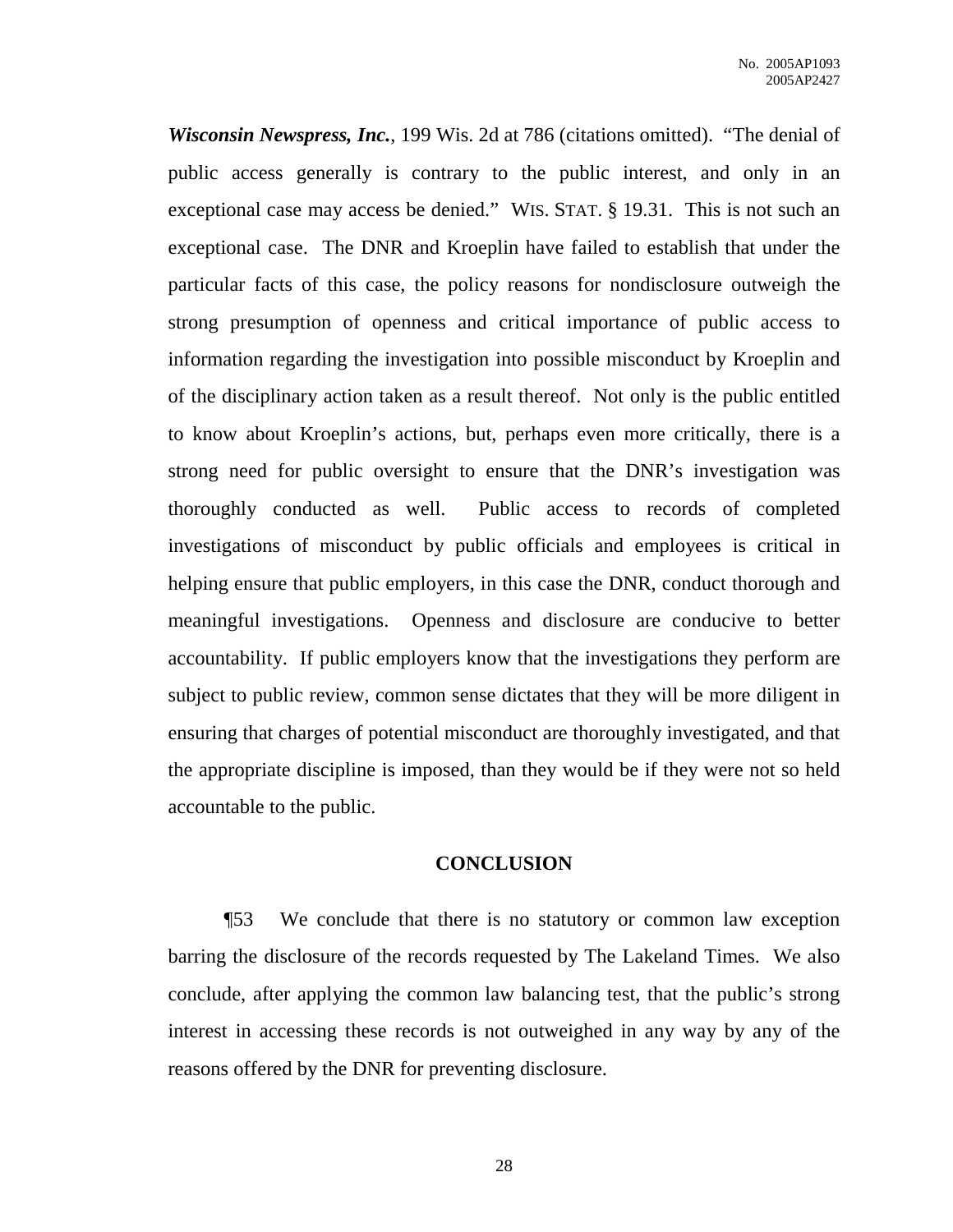***Wisconsin Newspress, Inc.***, 199 Wis. 2d at 786 (citations omitted). "The denial of public access generally is contrary to the public interest, and only in an exceptional case may access be denied." WIS. STAT. § 19.31. This is not such an exceptional case. The DNR and Kroeplin have failed to establish that under the particular facts of this case, the policy reasons for nondisclosure outweigh the strong presumption of openness and critical importance of public access to information regarding the investigation into possible misconduct by Kroeplin and of the disciplinary action taken as a result thereof. Not only is the public entitled to know about Kroeplin's actions, but, perhaps even more critically, there is a strong need for public oversight to ensure that the DNR's investigation was thoroughly conducted as well. Public access to records of completed investigations of misconduct by public officials and employees is critical in helping ensure that public employers, in this case the DNR, conduct thorough and meaningful investigations. Openness and disclosure are conducive to better accountability. If public employers know that the investigations they perform are subject to public review, common sense dictates that they will be more diligent in ensuring that charges of potential misconduct are thoroughly investigated, and that the appropriate discipline is imposed, than they would be if they were not so held accountable to the public.

## CONCLUSION

¶53 We conclude that there is no statutory or common law exception barring the disclosure of the records requested by The Lakeland Times. We also conclude, after applying the common law balancing test, that the public's strong interest in accessing these records is not outweighed in any way by any of the reasons offered by the DNR for preventing disclosure.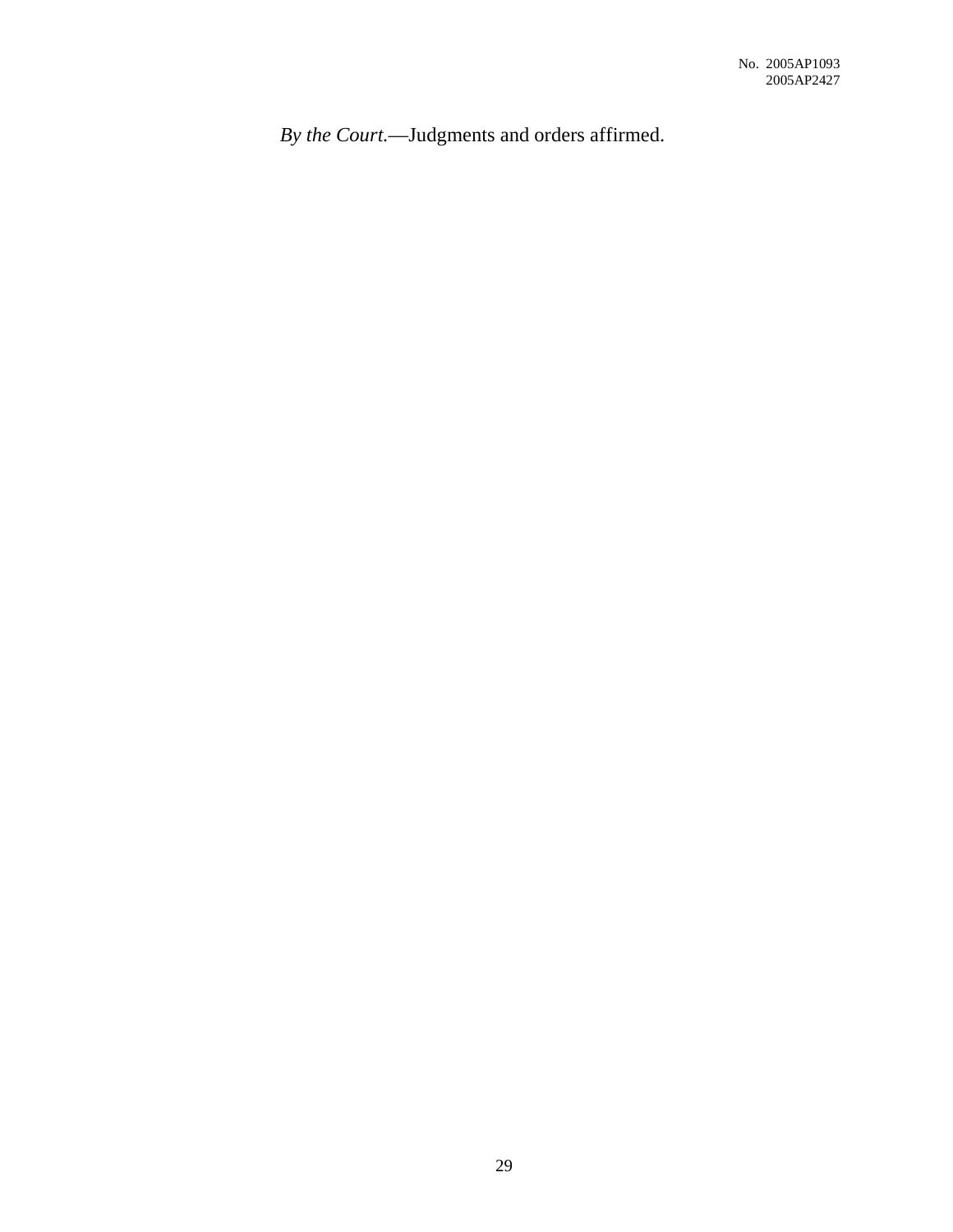*By the Court.*—Judgments and orders affirmed.